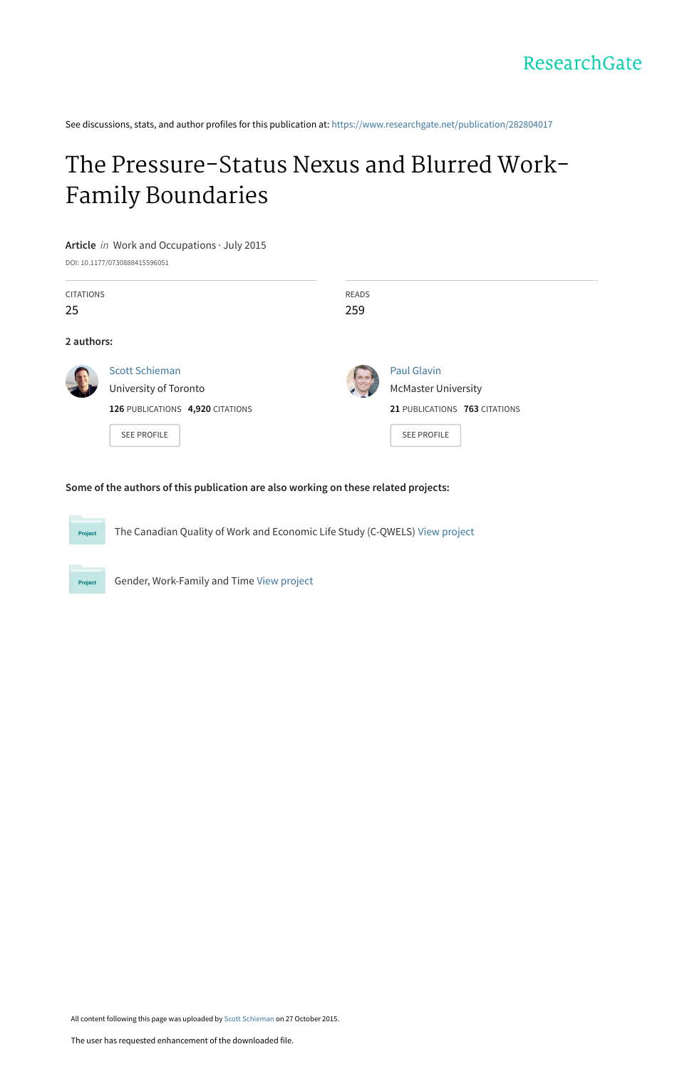ResearchGate

See discussions, stats, and author profiles for this publication at: https://www.researchgate.net/publication/282804017

# The Pressure-Status Nexus and Blurred Work-Family Boundaries

**Article** *in* Work and Occupations · July 2015

DOI: 10.1177/0730888415596051

CITATIONS
25

READS
259

**2 authors:**

Scott Schieman
University of Toronto
**126** PUBLICATIONS **4,920** CITATIONS
SEE PROFILE

Paul Glavin
McMaster University
**21** PUBLICATIONS **763** CITATIONS
SEE PROFILE

**Some of the authors of this publication are also working on these related projects:**

Project: The Canadian Quality of Work and Economic Life Study (C-QWELS) View project

Project: Gender, Work-Family and Time View project

All content following this page was uploaded by Scott Schieman on 27 October 2015.

The user has requested enhancement of the downloaded file.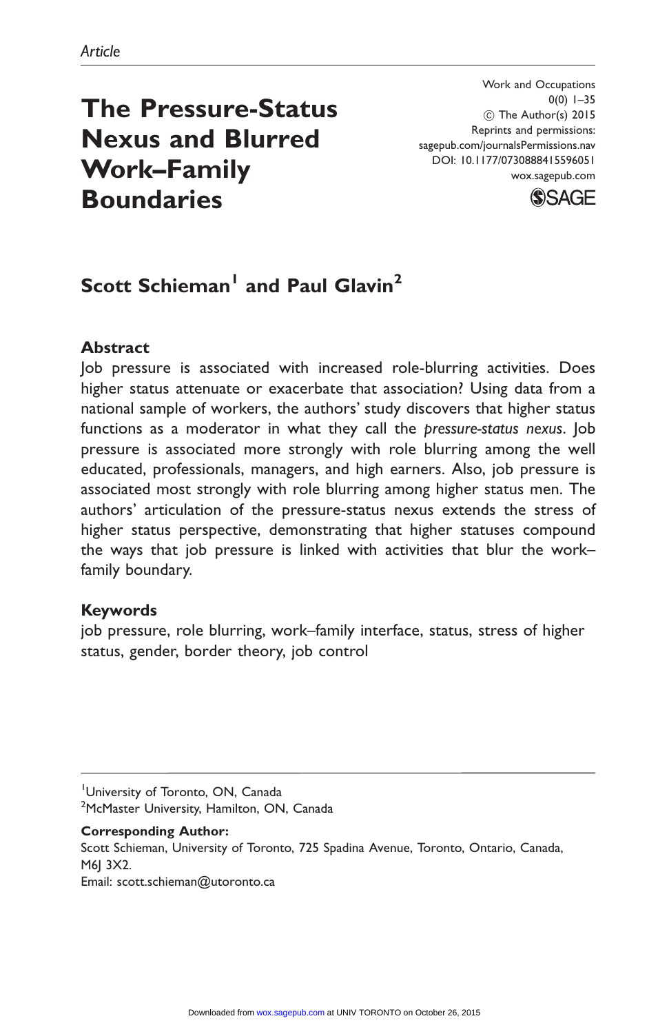Article

# The Pressure-Status Nexus and Blurred Work–Family Boundaries

Work and Occupations
0(0) 1–35
© The Author(s) 2015
Reprints and permissions:
sagepub.com/journalsPermissions.nav
DOI: 10.1177/0730888415596051
wox.sagepub.com

## Scott Schieman[1] and Paul Glavin[2]

### Abstract

Job pressure is associated with increased role-blurring activities. Does higher status attenuate or exacerbate that association? Using data from a national sample of workers, the authors' study discovers that higher status functions as a moderator in what they call the *pressure-status nexus*. Job pressure is associated more strongly with role blurring among the well educated, professionals, managers, and high earners. Also, job pressure is associated most strongly with role blurring among higher status men. The authors' articulation of the pressure-status nexus extends the stress of higher status perspective, demonstrating that higher statuses compound the ways that job pressure is linked with activities that blur the work–family boundary.

### Keywords

job pressure, role blurring, work–family interface, status, stress of higher status, gender, border theory, job control

[1]University of Toronto, ON, Canada
[2]McMaster University, Hamilton, ON, Canada

**Corresponding Author:**
Scott Schieman, University of Toronto, 725 Spadina Avenue, Toronto, Ontario, Canada, M6J 3X2.
Email: scott.schieman@utoronto.ca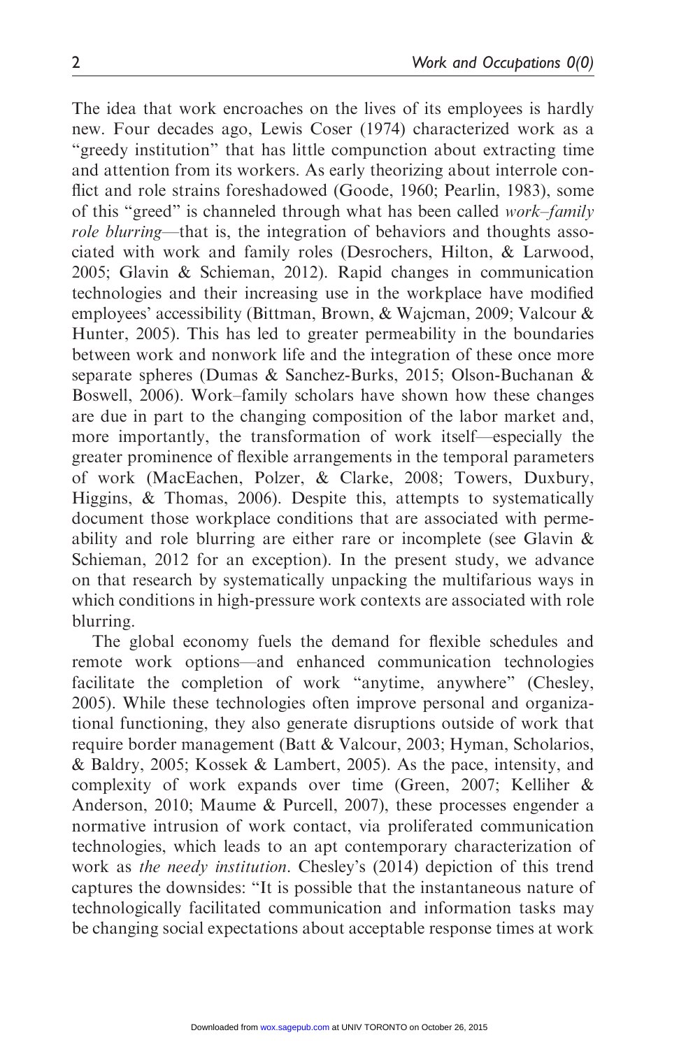The idea that work encroaches on the lives of its employees is hardly new. Four decades ago, Lewis Coser (1974) characterized work as a "greedy institution" that has little compunction about extracting time and attention from its workers. As early theorizing about interrole conflict and role strains foreshadowed (Goode, 1960; Pearlin, 1983), some of this "greed" is channeled through what has been called *work–family role blurring*—that is, the integration of behaviors and thoughts associated with work and family roles (Desrochers, Hilton, & Larwood, 2005; Glavin & Schieman, 2012). Rapid changes in communication technologies and their increasing use in the workplace have modified employees' accessibility (Bittman, Brown, & Wajcman, 2009; Valcour & Hunter, 2005). This has led to greater permeability in the boundaries between work and nonwork life and the integration of these once more separate spheres (Dumas & Sanchez-Burks, 2015; Olson-Buchanan & Boswell, 2006). Work–family scholars have shown how these changes are due in part to the changing composition of the labor market and, more importantly, the transformation of work itself—especially the greater prominence of flexible arrangements in the temporal parameters of work (MacEachen, Polzer, & Clarke, 2008; Towers, Duxbury, Higgins, & Thomas, 2006). Despite this, attempts to systematically document those workplace conditions that are associated with permeability and role blurring are either rare or incomplete (see Glavin & Schieman, 2012 for an exception). In the present study, we advance on that research by systematically unpacking the multifarious ways in which conditions in high-pressure work contexts are associated with role blurring.

The global economy fuels the demand for flexible schedules and remote work options—and enhanced communication technologies facilitate the completion of work "anytime, anywhere" (Chesley, 2005). While these technologies often improve personal and organizational functioning, they also generate disruptions outside of work that require border management (Batt & Valcour, 2003; Hyman, Scholarios, & Baldry, 2005; Kossek & Lambert, 2005). As the pace, intensity, and complexity of work expands over time (Green, 2007; Kelliher & Anderson, 2010; Maume & Purcell, 2007), these processes engender a normative intrusion of work contact, via proliferated communication technologies, which leads to an apt contemporary characterization of work as *the needy institution*. Chesley's (2014) depiction of this trend captures the downsides: "It is possible that the instantaneous nature of technologically facilitated communication and information tasks may be changing social expectations about acceptable response times at work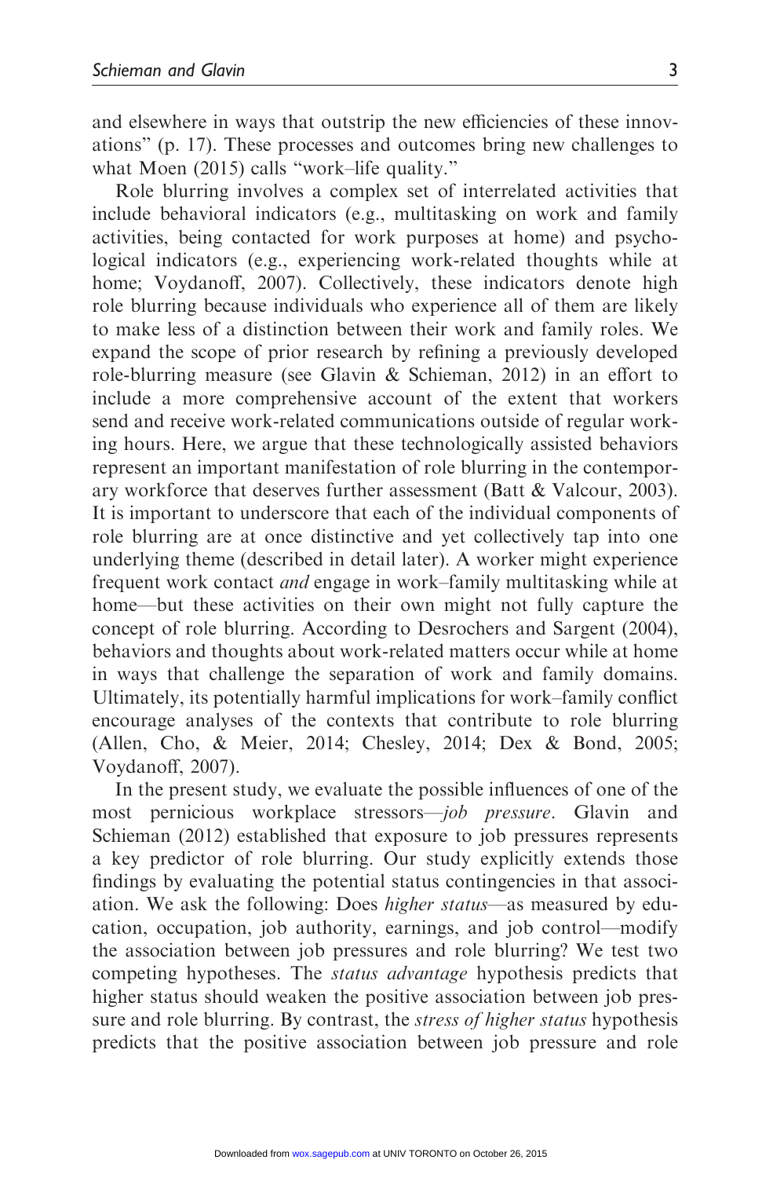and elsewhere in ways that outstrip the new efficiencies of these innovations" (p. 17). These processes and outcomes bring new challenges to what Moen (2015) calls "work–life quality."

Role blurring involves a complex set of interrelated activities that include behavioral indicators (e.g., multitasking on work and family activities, being contacted for work purposes at home) and psychological indicators (e.g., experiencing work-related thoughts while at home; Voydanoff, 2007). Collectively, these indicators denote high role blurring because individuals who experience all of them are likely to make less of a distinction between their work and family roles. We expand the scope of prior research by refining a previously developed role-blurring measure (see Glavin & Schieman, 2012) in an effort to include a more comprehensive account of the extent that workers send and receive work-related communications outside of regular working hours. Here, we argue that these technologically assisted behaviors represent an important manifestation of role blurring in the contemporary workforce that deserves further assessment (Batt & Valcour, 2003). It is important to underscore that each of the individual components of role blurring are at once distinctive and yet collectively tap into one underlying theme (described in detail later). A worker might experience frequent work contact *and* engage in work–family multitasking while at home—but these activities on their own might not fully capture the concept of role blurring. According to Desrochers and Sargent (2004), behaviors and thoughts about work-related matters occur while at home in ways that challenge the separation of work and family domains. Ultimately, its potentially harmful implications for work–family conflict encourage analyses of the contexts that contribute to role blurring (Allen, Cho, & Meier, 2014; Chesley, 2014; Dex & Bond, 2005; Voydanoff, 2007).

In the present study, we evaluate the possible influences of one of the most pernicious workplace stressors—*job pressure*. Glavin and Schieman (2012) established that exposure to job pressures represents a key predictor of role blurring. Our study explicitly extends those findings by evaluating the potential status contingencies in that association. We ask the following: Does *higher status*—as measured by education, occupation, job authority, earnings, and job control—modify the association between job pressures and role blurring? We test two competing hypotheses. The *status advantage* hypothesis predicts that higher status should weaken the positive association between job pressure and role blurring. By contrast, the *stress of higher status* hypothesis predicts that the positive association between job pressure and role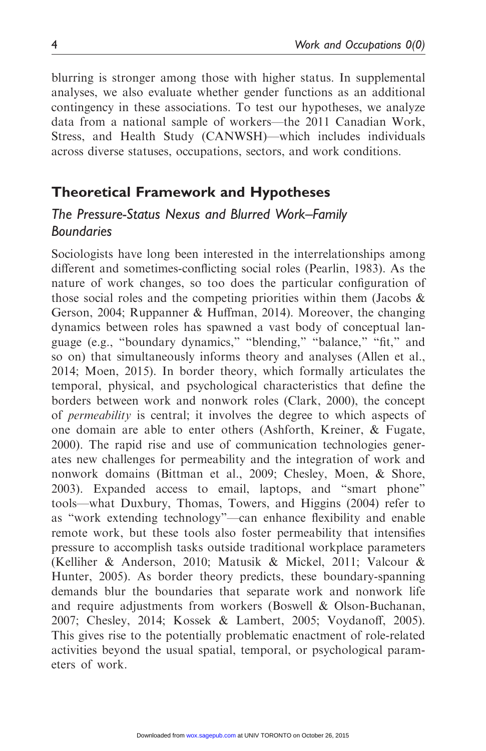blurring is stronger among those with higher status. In supplemental analyses, we also evaluate whether gender functions as an additional contingency in these associations. To test our hypotheses, we analyze data from a national sample of workers—the 2011 Canadian Work, Stress, and Health Study (CANWSH)—which includes individuals across diverse statuses, occupations, sectors, and work conditions.

## Theoretical Framework and Hypotheses

### *The Pressure-Status Nexus and Blurred Work–Family Boundaries*

Sociologists have long been interested in the interrelationships among different and sometimes-conflicting social roles (Pearlin, 1983). As the nature of work changes, so too does the particular configuration of those social roles and the competing priorities within them (Jacobs & Gerson, 2004; Ruppanner & Huffman, 2014). Moreover, the changing dynamics between roles has spawned a vast body of conceptual language (e.g., "boundary dynamics," "blending," "balance," "fit," and so on) that simultaneously informs theory and analyses (Allen et al., 2014; Moen, 2015). In border theory, which formally articulates the temporal, physical, and psychological characteristics that define the borders between work and nonwork roles (Clark, 2000), the concept of *permeability* is central; it involves the degree to which aspects of one domain are able to enter others (Ashforth, Kreiner, & Fugate, 2000). The rapid rise and use of communication technologies generates new challenges for permeability and the integration of work and nonwork domains (Bittman et al., 2009; Chesley, Moen, & Shore, 2003). Expanded access to email, laptops, and "smart phone" tools—what Duxbury, Thomas, Towers, and Higgins (2004) refer to as "work extending technology"—can enhance flexibility and enable remote work, but these tools also foster permeability that intensifies pressure to accomplish tasks outside traditional workplace parameters (Kelliher & Anderson, 2010; Matusik & Mickel, 2011; Valcour & Hunter, 2005). As border theory predicts, these boundary-spanning demands blur the boundaries that separate work and nonwork life and require adjustments from workers (Boswell & Olson-Buchanan, 2007; Chesley, 2014; Kossek & Lambert, 2005; Voydanoff, 2005). This gives rise to the potentially problematic enactment of role-related activities beyond the usual spatial, temporal, or psychological parameters of work.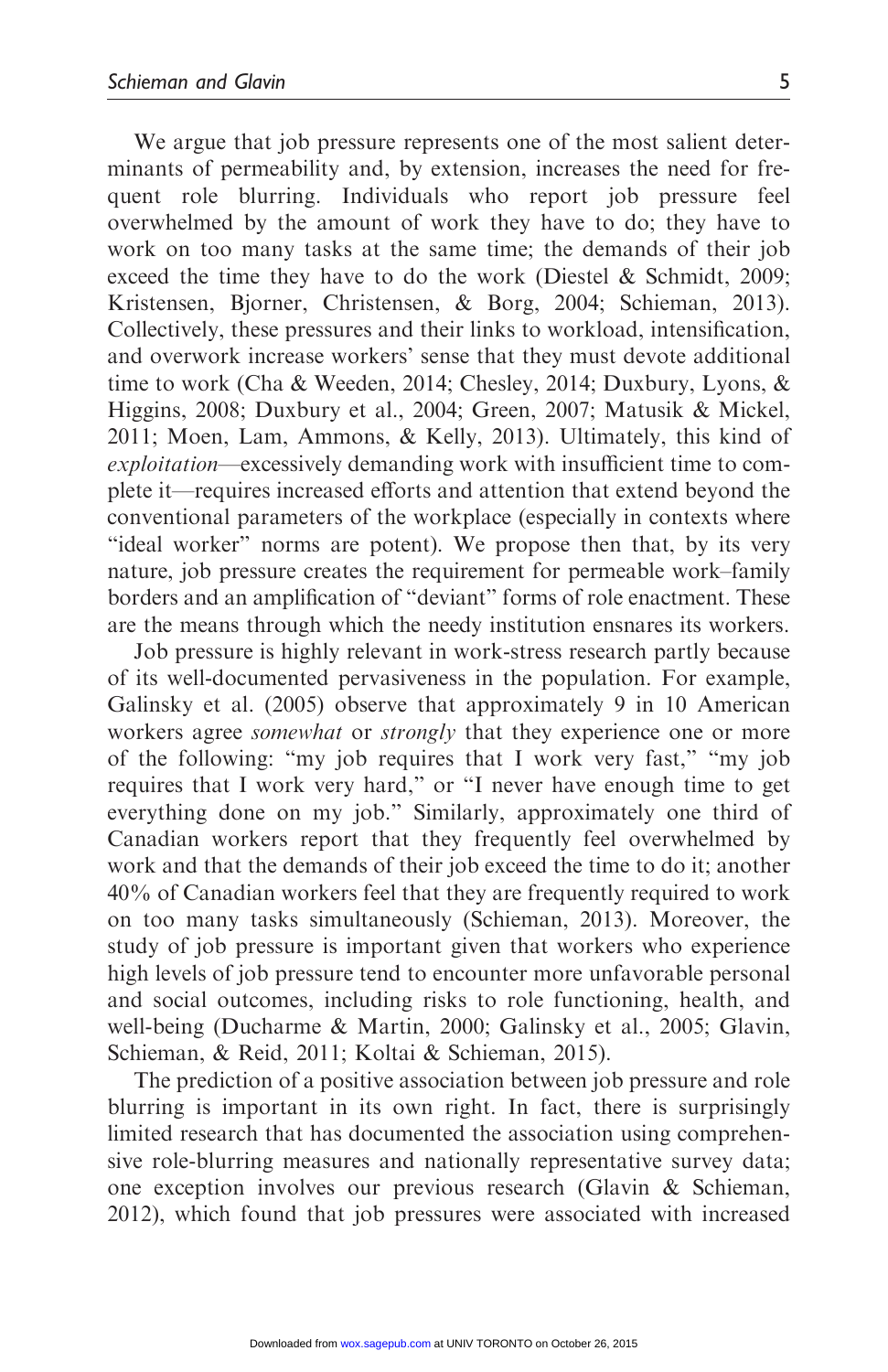We argue that job pressure represents one of the most salient determinants of permeability and, by extension, increases the need for frequent role blurring. Individuals who report job pressure feel overwhelmed by the amount of work they have to do; they have to work on too many tasks at the same time; the demands of their job exceed the time they have to do the work (Diestel & Schmidt, 2009; Kristensen, Bjorner, Christensen, & Borg, 2004; Schieman, 2013). Collectively, these pressures and their links to workload, intensification, and overwork increase workers' sense that they must devote additional time to work (Cha & Weeden, 2014; Chesley, 2014; Duxbury, Lyons, & Higgins, 2008; Duxbury et al., 2004; Green, 2007; Matusik & Mickel, 2011; Moen, Lam, Ammons, & Kelly, 2013). Ultimately, this kind of *exploitation*—excessively demanding work with insufficient time to complete it—requires increased efforts and attention that extend beyond the conventional parameters of the workplace (especially in contexts where "ideal worker" norms are potent). We propose then that, by its very nature, job pressure creates the requirement for permeable work–family borders and an amplification of "deviant" forms of role enactment. These are the means through which the needy institution ensnares its workers.

Job pressure is highly relevant in work-stress research partly because of its well-documented pervasiveness in the population. For example, Galinsky et al. (2005) observe that approximately 9 in 10 American workers agree *somewhat* or *strongly* that they experience one or more of the following: "my job requires that I work very fast," "my job requires that I work very hard," or "I never have enough time to get everything done on my job." Similarly, approximately one third of Canadian workers report that they frequently feel overwhelmed by work and that the demands of their job exceed the time to do it; another 40% of Canadian workers feel that they are frequently required to work on too many tasks simultaneously (Schieman, 2013). Moreover, the study of job pressure is important given that workers who experience high levels of job pressure tend to encounter more unfavorable personal and social outcomes, including risks to role functioning, health, and well-being (Ducharme & Martin, 2000; Galinsky et al., 2005; Glavin, Schieman, & Reid, 2011; Koltai & Schieman, 2015).

The prediction of a positive association between job pressure and role blurring is important in its own right. In fact, there is surprisingly limited research that has documented the association using comprehensive role-blurring measures and nationally representative survey data; one exception involves our previous research (Glavin & Schieman, 2012), which found that job pressures were associated with increased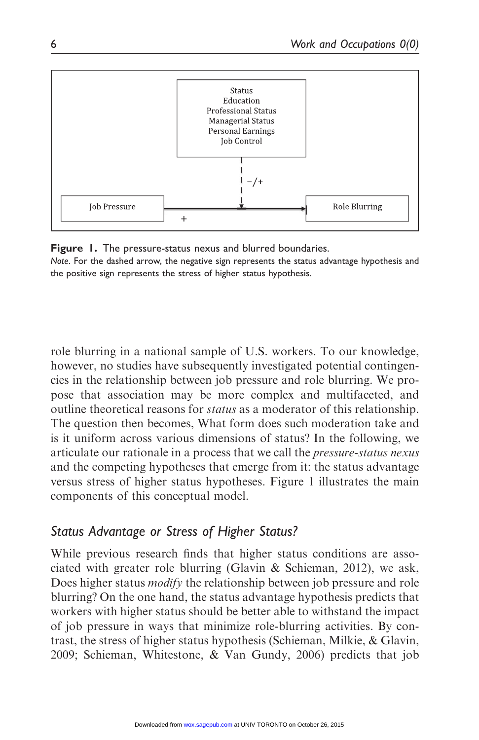Figure 1. The pressure-status nexus and blurred boundaries.

*Note.* For the dashed arrow, the negative sign represents the status advantage hypothesis and the positive sign represents the stress of higher status hypothesis.

role blurring in a national sample of U.S. workers. To our knowledge, however, no studies have subsequently investigated potential contingencies in the relationship between job pressure and role blurring. We propose that association may be more complex and multifaceted, and outline theoretical reasons for *status* as a moderator of this relationship. The question then becomes, What form does such moderation take and is it uniform across various dimensions of status? In the following, we articulate our rationale in a process that we call the *pressure-status nexus* and the competing hypotheses that emerge from it: the status advantage versus stress of higher status hypotheses. Figure 1 illustrates the main components of this conceptual model.

## *Status Advantage or Stress of Higher Status?*

While previous research finds that higher status conditions are associated with greater role blurring (Glavin & Schieman, 2012), we ask, Does higher status *modify* the relationship between job pressure and role blurring? On the one hand, the status advantage hypothesis predicts that workers with higher status should be better able to withstand the impact of job pressure in ways that minimize role-blurring activities. By contrast, the stress of higher status hypothesis (Schieman, Milkie, & Glavin, 2009; Schieman, Whitestone, & Van Gundy, 2006) predicts that job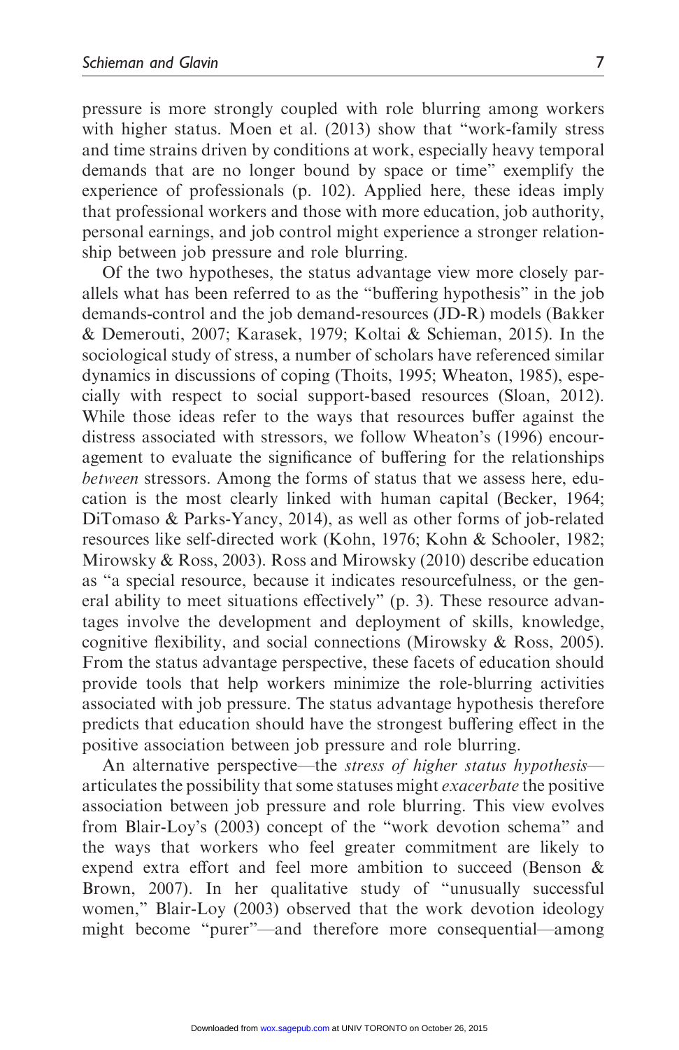pressure is more strongly coupled with role blurring among workers with higher status. Moen et al. (2013) show that "work-family stress and time strains driven by conditions at work, especially heavy temporal demands that are no longer bound by space or time" exemplify the experience of professionals (p. 102). Applied here, these ideas imply that professional workers and those with more education, job authority, personal earnings, and job control might experience a stronger relationship between job pressure and role blurring.

Of the two hypotheses, the status advantage view more closely parallels what has been referred to as the "buffering hypothesis" in the job demands-control and the job demand-resources (JD-R) models (Bakker & Demerouti, 2007; Karasek, 1979; Koltai & Schieman, 2015). In the sociological study of stress, a number of scholars have referenced similar dynamics in discussions of coping (Thoits, 1995; Wheaton, 1985), especially with respect to social support-based resources (Sloan, 2012). While those ideas refer to the ways that resources buffer against the distress associated with stressors, we follow Wheaton's (1996) encouragement to evaluate the significance of buffering for the relationships *between* stressors. Among the forms of status that we assess here, education is the most clearly linked with human capital (Becker, 1964; DiTomaso & Parks-Yancy, 2014), as well as other forms of job-related resources like self-directed work (Kohn, 1976; Kohn & Schooler, 1982; Mirowsky & Ross, 2003). Ross and Mirowsky (2010) describe education as "a special resource, because it indicates resourcefulness, or the general ability to meet situations effectively" (p. 3). These resource advantages involve the development and deployment of skills, knowledge, cognitive flexibility, and social connections (Mirowsky & Ross, 2005). From the status advantage perspective, these facets of education should provide tools that help workers minimize the role-blurring activities associated with job pressure. The status advantage hypothesis therefore predicts that education should have the strongest buffering effect in the positive association between job pressure and role blurring.

An alternative perspective—the *stress of higher status hypothesis*—articulates the possibility that some statuses might *exacerbate* the positive association between job pressure and role blurring. This view evolves from Blair-Loy's (2003) concept of the "work devotion schema" and the ways that workers who feel greater commitment are likely to expend extra effort and feel more ambition to succeed (Benson & Brown, 2007). In her qualitative study of "unusually successful women," Blair-Loy (2003) observed that the work devotion ideology might become "purer"—and therefore more consequential—among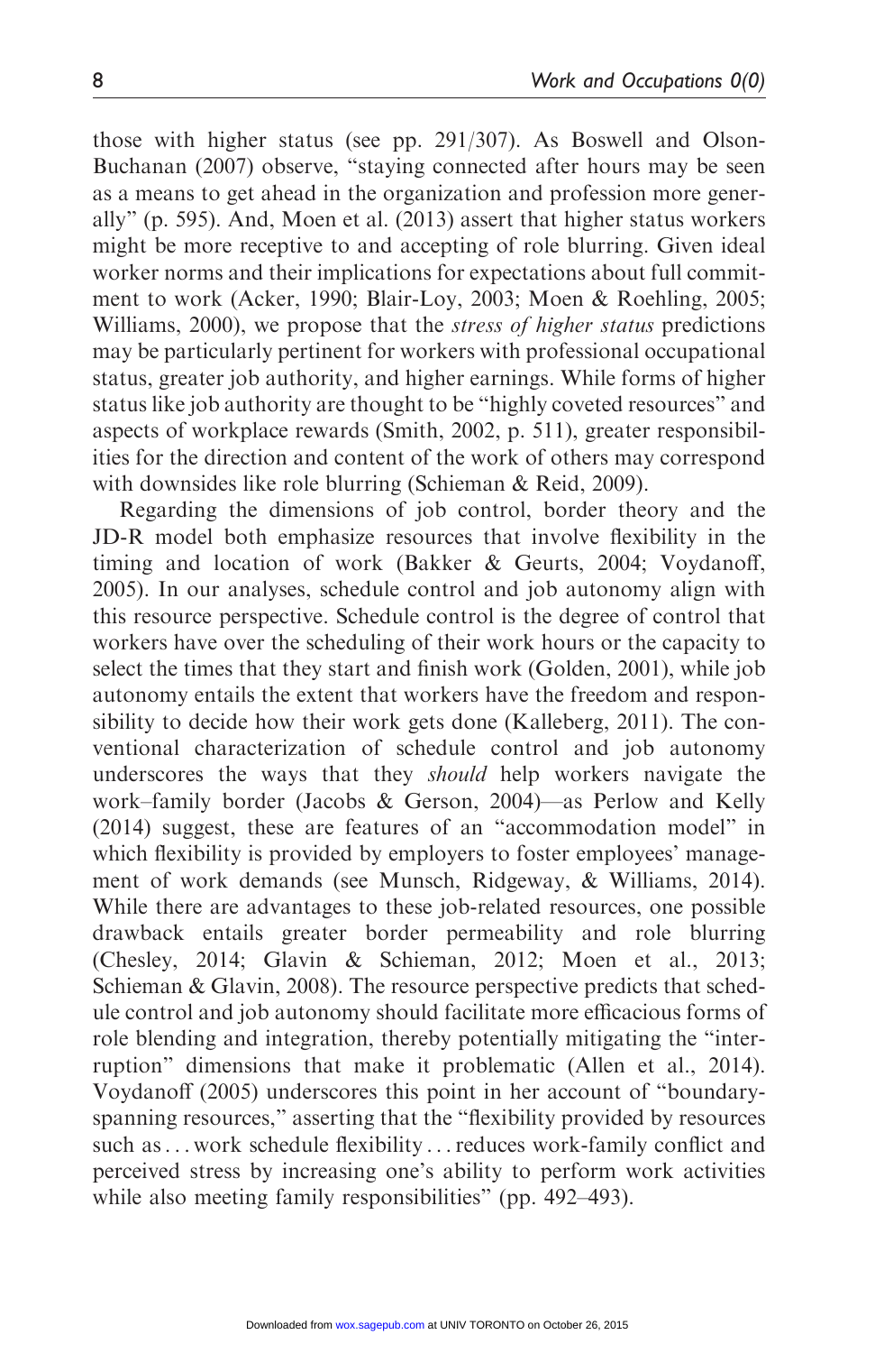those with higher status (see pp. 291/307). As Boswell and Olson-Buchanan (2007) observe, "staying connected after hours may be seen as a means to get ahead in the organization and profession more generally" (p. 595). And, Moen et al. (2013) assert that higher status workers might be more receptive to and accepting of role blurring. Given ideal worker norms and their implications for expectations about full commitment to work (Acker, 1990; Blair-Loy, 2003; Moen & Roehling, 2005; Williams, 2000), we propose that the *stress of higher status* predictions may be particularly pertinent for workers with professional occupational status, greater job authority, and higher earnings. While forms of higher status like job authority are thought to be "highly coveted resources" and aspects of workplace rewards (Smith, 2002, p. 511), greater responsibilities for the direction and content of the work of others may correspond with downsides like role blurring (Schieman & Reid, 2009).

Regarding the dimensions of job control, border theory and the JD-R model both emphasize resources that involve flexibility in the timing and location of work (Bakker & Geurts, 2004; Voydanoff, 2005). In our analyses, schedule control and job autonomy align with this resource perspective. Schedule control is the degree of control that workers have over the scheduling of their work hours or the capacity to select the times that they start and finish work (Golden, 2001), while job autonomy entails the extent that workers have the freedom and responsibility to decide how their work gets done (Kalleberg, 2011). The conventional characterization of schedule control and job autonomy underscores the ways that they *should* help workers navigate the work–family border (Jacobs & Gerson, 2004)—as Perlow and Kelly (2014) suggest, these are features of an "accommodation model" in which flexibility is provided by employers to foster employees' management of work demands (see Munsch, Ridgeway, & Williams, 2014). While there are advantages to these job-related resources, one possible drawback entails greater border permeability and role blurring (Chesley, 2014; Glavin & Schieman, 2012; Moen et al., 2013; Schieman & Glavin, 2008). The resource perspective predicts that schedule control and job autonomy should facilitate more efficacious forms of role blending and integration, thereby potentially mitigating the "interruption" dimensions that make it problematic (Allen et al., 2014). Voydanoff (2005) underscores this point in her account of "boundary-spanning resources," asserting that the "flexibility provided by resources such as . . . work schedule flexibility . . . reduces work-family conflict and perceived stress by increasing one's ability to perform work activities while also meeting family responsibilities" (pp. 492–493).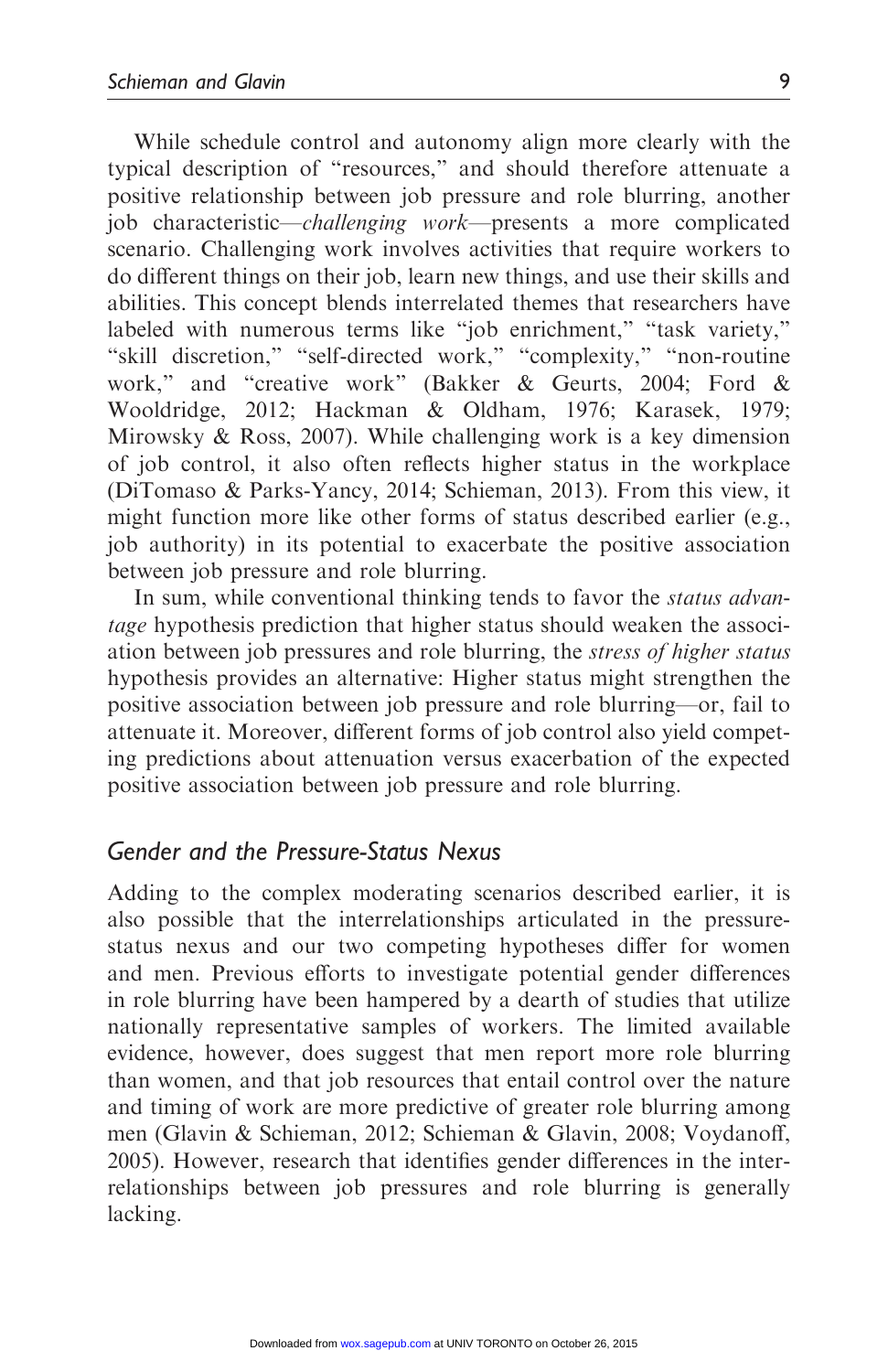While schedule control and autonomy align more clearly with the typical description of "resources," and should therefore attenuate a positive relationship between job pressure and role blurring, another job characteristic—*challenging work*—presents a more complicated scenario. Challenging work involves activities that require workers to do different things on their job, learn new things, and use their skills and abilities. This concept blends interrelated themes that researchers have labeled with numerous terms like "job enrichment," "task variety," "skill discretion," "self-directed work," "complexity," "non-routine work," and "creative work" (Bakker & Geurts, 2004; Ford & Wooldridge, 2012; Hackman & Oldham, 1976; Karasek, 1979; Mirowsky & Ross, 2007). While challenging work is a key dimension of job control, it also often reflects higher status in the workplace (DiTomaso & Parks-Yancy, 2014; Schieman, 2013). From this view, it might function more like other forms of status described earlier (e.g., job authority) in its potential to exacerbate the positive association between job pressure and role blurring.

In sum, while conventional thinking tends to favor the *status advantage* hypothesis prediction that higher status should weaken the association between job pressures and role blurring, the *stress of higher status* hypothesis provides an alternative: Higher status might strengthen the positive association between job pressure and role blurring—or, fail to attenuate it. Moreover, different forms of job control also yield competing predictions about attenuation versus exacerbation of the expected positive association between job pressure and role blurring.

## *Gender and the Pressure-Status Nexus*

Adding to the complex moderating scenarios described earlier, it is also possible that the interrelationships articulated in the pressure-status nexus and our two competing hypotheses differ for women and men. Previous efforts to investigate potential gender differences in role blurring have been hampered by a dearth of studies that utilize nationally representative samples of workers. The limited available evidence, however, does suggest that men report more role blurring than women, and that job resources that entail control over the nature and timing of work are more predictive of greater role blurring among men (Glavin & Schieman, 2012; Schieman & Glavin, 2008; Voydanoff, 2005). However, research that identifies gender differences in the interrelationships between job pressures and role blurring is generally lacking.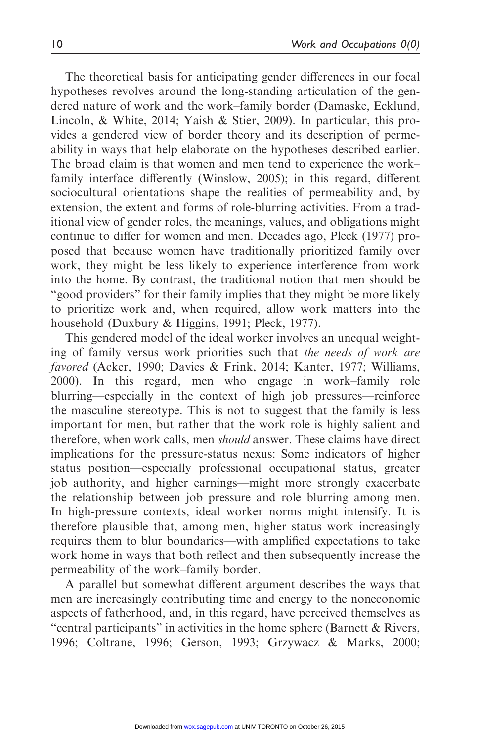The theoretical basis for anticipating gender differences in our focal hypotheses revolves around the long-standing articulation of the gendered nature of work and the work–family border (Damaske, Ecklund, Lincoln, & White, 2014; Yaish & Stier, 2009). In particular, this provides a gendered view of border theory and its description of permeability in ways that help elaborate on the hypotheses described earlier. The broad claim is that women and men tend to experience the work–family interface differently (Winslow, 2005); in this regard, different sociocultural orientations shape the realities of permeability and, by extension, the extent and forms of role-blurring activities. From a traditional view of gender roles, the meanings, values, and obligations might continue to differ for women and men. Decades ago, Pleck (1977) proposed that because women have traditionally prioritized family over work, they might be less likely to experience interference from work into the home. By contrast, the traditional notion that men should be "good providers" for their family implies that they might be more likely to prioritize work and, when required, allow work matters into the household (Duxbury & Higgins, 1991; Pleck, 1977).

This gendered model of the ideal worker involves an unequal weighting of family versus work priorities such that *the needs of work are favored* (Acker, 1990; Davies & Frink, 2014; Kanter, 1977; Williams, 2000). In this regard, men who engage in work–family role blurring—especially in the context of high job pressures—reinforce the masculine stereotype. This is not to suggest that the family is less important for men, but rather that the work role is highly salient and therefore, when work calls, men *should* answer. These claims have direct implications for the pressure-status nexus: Some indicators of higher status position—especially professional occupational status, greater job authority, and higher earnings—might more strongly exacerbate the relationship between job pressure and role blurring among men. In high-pressure contexts, ideal worker norms might intensify. It is therefore plausible that, among men, higher status work increasingly requires them to blur boundaries—with amplified expectations to take work home in ways that both reflect and then subsequently increase the permeability of the work–family border.

A parallel but somewhat different argument describes the ways that men are increasingly contributing time and energy to the noneconomic aspects of fatherhood, and, in this regard, have perceived themselves as "central participants" in activities in the home sphere (Barnett & Rivers, 1996; Coltrane, 1996; Gerson, 1993; Grzywacz & Marks, 2000;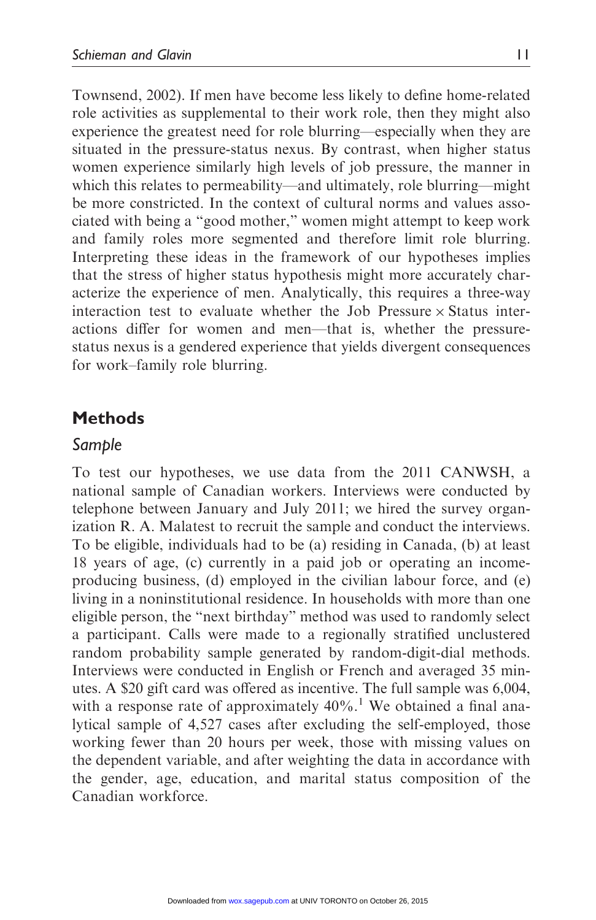Townsend, 2002). If men have become less likely to define home-related role activities as supplemental to their work role, then they might also experience the greatest need for role blurring—especially when they are situated in the pressure-status nexus. By contrast, when higher status women experience similarly high levels of job pressure, the manner in which this relates to permeability—and ultimately, role blurring—might be more constricted. In the context of cultural norms and values associated with being a "good mother," women might attempt to keep work and family roles more segmented and therefore limit role blurring. Interpreting these ideas in the framework of our hypotheses implies that the stress of higher status hypothesis might more accurately characterize the experience of men. Analytically, this requires a three-way interaction test to evaluate whether the Job Pressure × Status interactions differ for women and men—that is, whether the pressure-status nexus is a gendered experience that yields divergent consequences for work–family role blurring.

## Methods

### *Sample*

To test our hypotheses, we use data from the 2011 CANWSH, a national sample of Canadian workers. Interviews were conducted by telephone between January and July 2011; we hired the survey organization R. A. Malatest to recruit the sample and conduct the interviews. To be eligible, individuals had to be (a) residing in Canada, (b) at least 18 years of age, (c) currently in a paid job or operating an income-producing business, (d) employed in the civilian labour force, and (e) living in a noninstitutional residence. In households with more than one eligible person, the "next birthday" method was used to randomly select a participant. Calls were made to a regionally stratified unclustered random probability sample generated by random-digit-dial methods. Interviews were conducted in English or French and averaged 35 minutes. A $20 gift card was offered as incentive. The full sample was 6,004, with a response rate of approximately 40%.[1] We obtained a final analytical sample of 4,527 cases after excluding the self-employed, those working fewer than 20 hours per week, those with missing values on the dependent variable, and after weighting the data in accordance with the gender, age, education, and marital status composition of the Canadian workforce.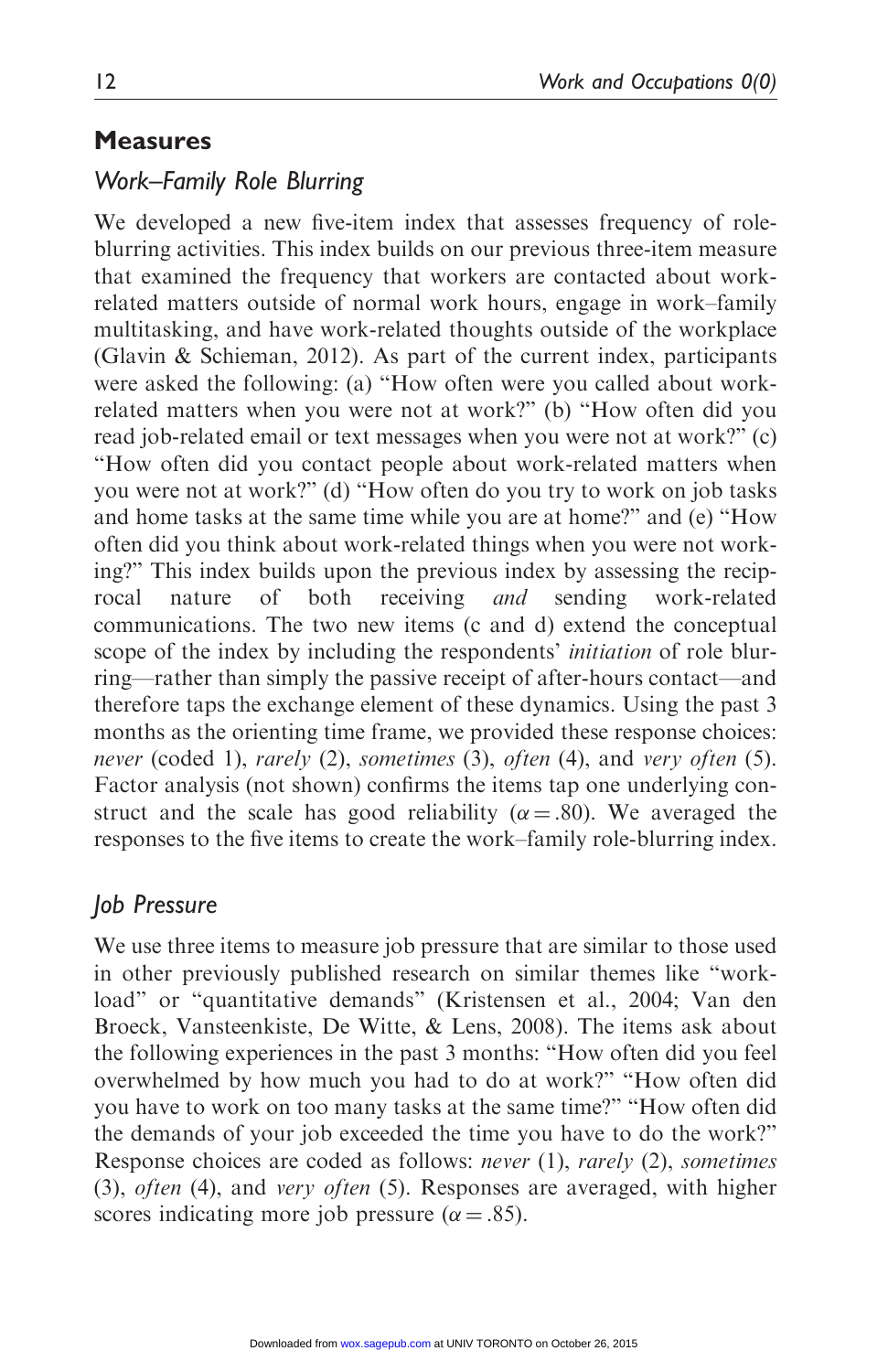## Measures

### *Work–Family Role Blurring*

We developed a new five-item index that assesses frequency of role-blurring activities. This index builds on our previous three-item measure that examined the frequency that workers are contacted about work-related matters outside of normal work hours, engage in work–family multitasking, and have work-related thoughts outside of the workplace (Glavin & Schieman, 2012). As part of the current index, participants were asked the following: (a) "How often were you called about work-related matters when you were not at work?" (b) "How often did you read job-related email or text messages when you were not at work?" (c) "How often did you contact people about work-related matters when you were not at work?" (d) "How often do you try to work on job tasks and home tasks at the same time while you are at home?" and (e) "How often did you think about work-related things when you were not working?" This index builds upon the previous index by assessing the reciprocal nature of both receiving *and* sending work-related communications. The two new items (c and d) extend the conceptual scope of the index by including the respondents' *initiation* of role blurring—rather than simply the passive receipt of after-hours contact—and therefore taps the exchange element of these dynamics. Using the past 3 months as the orienting time frame, we provided these response choices: *never* (coded 1), *rarely* (2), *sometimes* (3), *often* (4), and *very often* (5). Factor analysis (not shown) confirms the items tap one underlying construct and the scale has good reliability ($\alpha = .80$). We averaged the responses to the five items to create the work–family role-blurring index.

### *Job Pressure*

We use three items to measure job pressure that are similar to those used in other previously published research on similar themes like "workload" or "quantitative demands" (Kristensen et al., 2004; Van den Broeck, Vansteenkiste, De Witte, & Lens, 2008). The items ask about the following experiences in the past 3 months: "How often did you feel overwhelmed by how much you had to do at work?" "How often did you have to work on too many tasks at the same time?" "How often did the demands of your job exceeded the time you have to do the work?" Response choices are coded as follows: *never* (1), *rarely* (2), *sometimes* (3), *often* (4), and *very often* (5). Responses are averaged, with higher scores indicating more job pressure ($\alpha = .85$).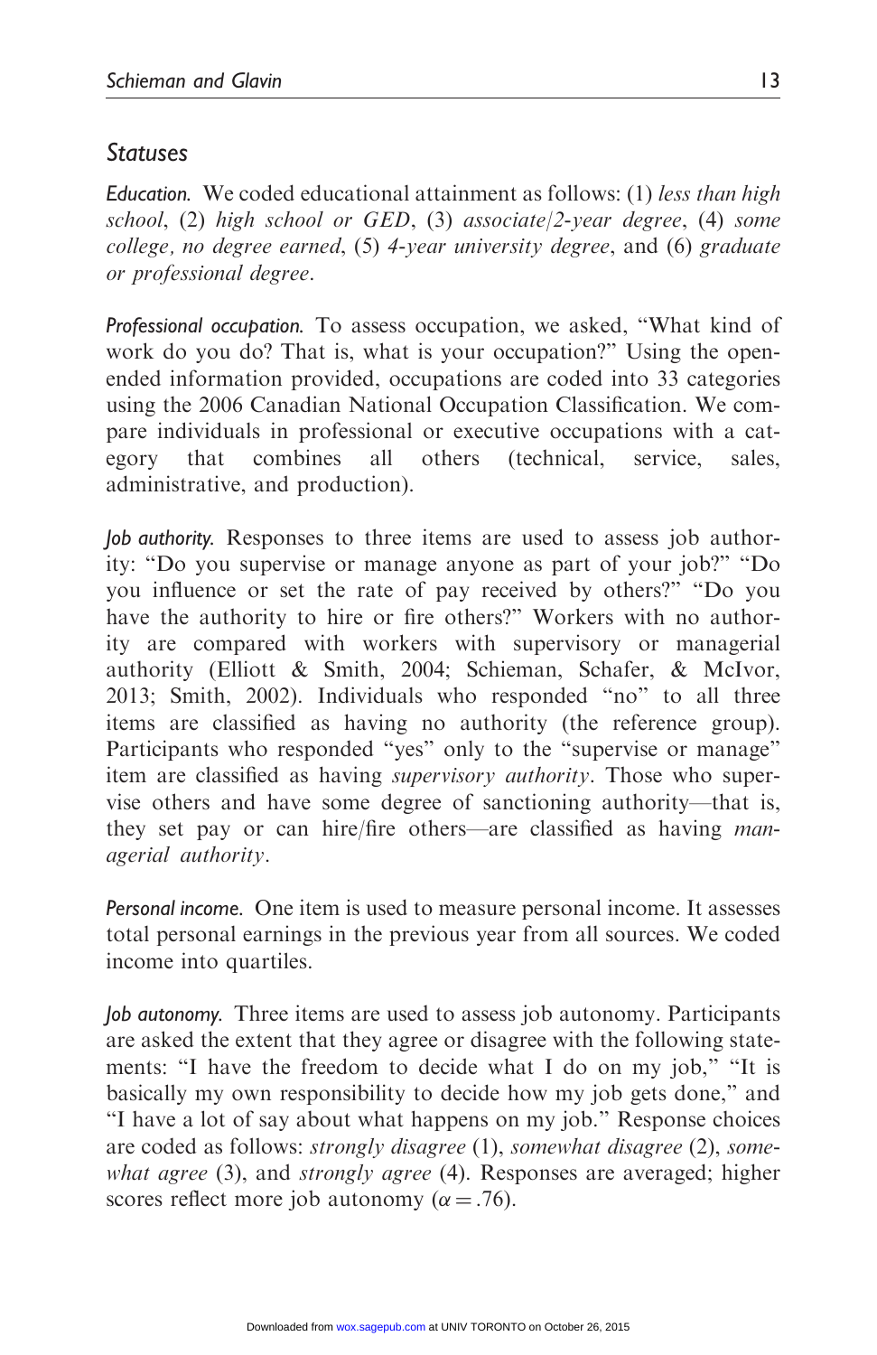## Statuses

*Education.* We coded educational attainment as follows: (1) *less than high school*, (2) *high school or GED*, (3) *associate/2-year degree*, (4) *some college, no degree earned*, (5) *4-year university degree*, and (6) *graduate or professional degree*.

*Professional occupation.* To assess occupation, we asked, "What kind of work do you do? That is, what is your occupation?" Using the open-ended information provided, occupations are coded into 33 categories using the 2006 Canadian National Occupation Classification. We compare individuals in professional or executive occupations with a category that combines all others (technical, service, sales, administrative, and production).

*Job authority.* Responses to three items are used to assess job authority: "Do you supervise or manage anyone as part of your job?" "Do you influence or set the rate of pay received by others?" "Do you have the authority to hire or fire others?" Workers with no authority are compared with workers with supervisory or managerial authority (Elliott & Smith, 2004; Schieman, Schafer, & McIvor, 2013; Smith, 2002). Individuals who responded "no" to all three items are classified as having no authority (the reference group). Participants who responded "yes" only to the "supervise or manage" item are classified as having *supervisory authority*. Those who supervise others and have some degree of sanctioning authority—that is, they set pay or can hire/fire others—are classified as having *managerial authority*.

*Personal income.* One item is used to measure personal income. It assesses total personal earnings in the previous year from all sources. We coded income into quartiles.

*Job autonomy.* Three items are used to assess job autonomy. Participants are asked the extent that they agree or disagree with the following statements: "I have the freedom to decide what I do on my job," "It is basically my own responsibility to decide how my job gets done," and "I have a lot of say about what happens on my job." Response choices are coded as follows: *strongly disagree* (1), *somewhat disagree* (2), *somewhat agree* (3), and *strongly agree* (4). Responses are averaged; higher scores reflect more job autonomy ($\alpha = .76$).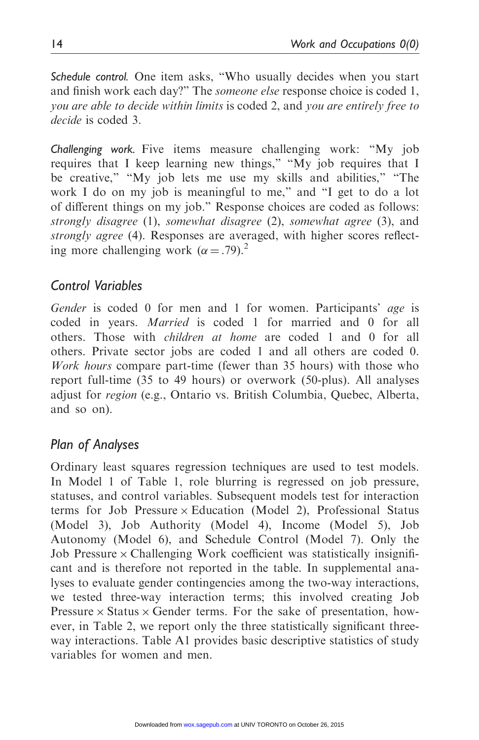*Schedule control.* One item asks, "Who usually decides when you start and finish work each day?" The *someone else* response choice is coded 1, *you are able to decide within limits* is coded 2, and *you are entirely free to decide* is coded 3.

*Challenging work.* Five items measure challenging work: "My job requires that I keep learning new things," "My job requires that I be creative," "My job lets me use my skills and abilities," "The work I do on my job is meaningful to me," and "I get to do a lot of different things on my job." Response choices are coded as follows: *strongly disagree* (1), *somewhat disagree* (2), *somewhat agree* (3), and *strongly agree* (4). Responses are averaged, with higher scores reflecting more challenging work ($\alpha = .79$).[2]

## Control Variables

*Gender* is coded 0 for men and 1 for women. Participants' *age* is coded in years. *Married* is coded 1 for married and 0 for all others. Those with *children at home* are coded 1 and 0 for all others. Private sector jobs are coded 1 and all others are coded 0. *Work hours* compare part-time (fewer than 35 hours) with those who report full-time (35 to 49 hours) or overwork (50-plus). All analyses adjust for *region* (e.g., Ontario vs. British Columbia, Quebec, Alberta, and so on).

## Plan of Analyses

Ordinary least squares regression techniques are used to test models. In Model 1 of Table 1, role blurring is regressed on job pressure, statuses, and control variables. Subsequent models test for interaction terms for Job Pressure × Education (Model 2), Professional Status (Model 3), Job Authority (Model 4), Income (Model 5), Job Autonomy (Model 6), and Schedule Control (Model 7). Only the Job Pressure × Challenging Work coefficient was statistically insignificant and is therefore not reported in the table. In supplemental analyses to evaluate gender contingencies among the two-way interactions, we tested three-way interaction terms; this involved creating Job Pressure × Status × Gender terms. For the sake of presentation, however, in Table 2, we report only the three statistically significant three-way interactions. Table A1 provides basic descriptive statistics of study variables for women and men.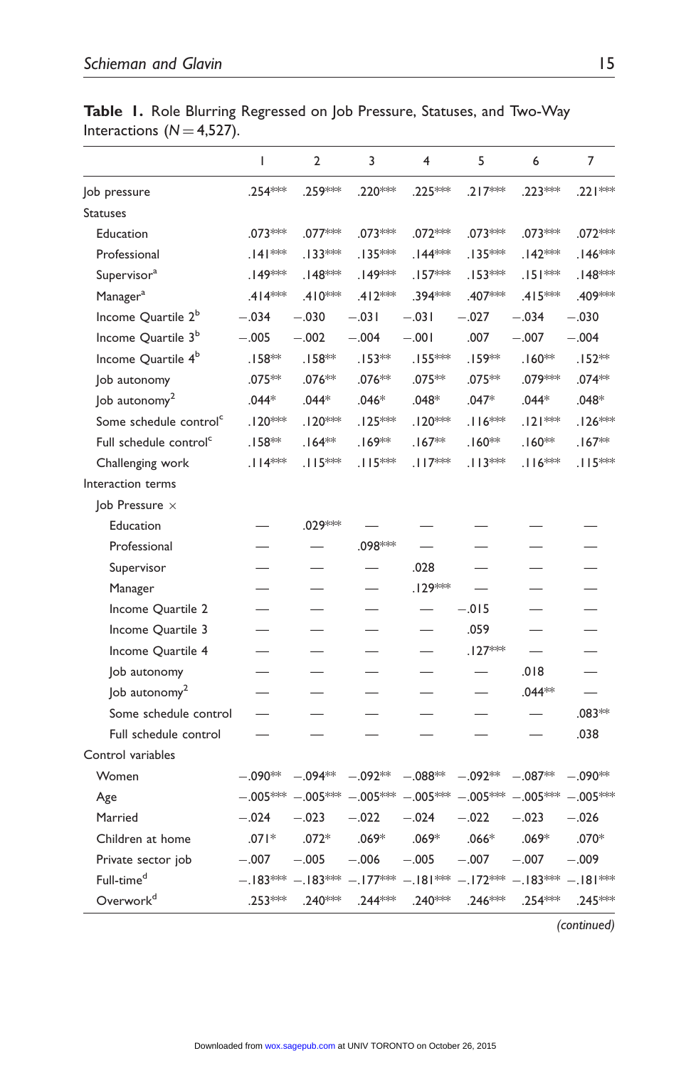**Table 1.** Role Blurring Regressed on Job Pressure, Statuses, and Two-Way Interactions ($N = 4{,}527$).

| | 1 | 2 | 3 | 4 | 5 | 6 | 7 |
|---|---|---|---|---|---|---|---|
| Job pressure | .254*** | .259*** | .220*** | .225*** | .217*** | .223*** | .221*** |
| Statuses | | | | | | | |
| Education | .073*** | .077*** | .073*** | .072*** | .073*** | .073*** | .072*** |
| Professional | .141*** | .133*** | .135*** | .144*** | .135*** | .142*** | .146*** |
| Supervisor[a] | .149*** | .148*** | .149*** | .157*** | .153*** | .151*** | .148*** |
| Manager[a] | .414*** | .410*** | .412*** | .394*** | .407*** | .415*** | .409*** |
| Income Quartile 2[b] | −.034 | −.030 | −.031 | −.031 | −.027 | −.034 | −.030 |
| Income Quartile 3[b] | −.005 | −.002 | −.004 | −.001 | .007 | −.007 | −.004 |
| Income Quartile 4[b] | .158** | .158** | .153** | .155*** | .159** | .160** | .152** |
| Job autonomy | .075** | .076** | .076** | .075** | .075** | .079*** | .074** |
| Job autonomy$^2$ | .044* | .044* | .046* | .048* | .047* | .044* | .048* |
| Some schedule control[c] | .120*** | .120*** | .125*** | .120*** | .116*** | .121*** | .126*** |
| Full schedule control[c] | .158** | .164** | .169** | .167** | .160** | .160** | .167** |
| Challenging work | .114*** | .115*** | .115*** | .117*** | .113*** | .116*** | .115*** |
| Interaction terms | | | | | | | |
| Job Pressure × | | | | | | | |
| Education | — | .029*** | — | — | — | — | — |
| Professional | — | — | .098*** | — | — | — | — |
| Supervisor | — | — | — | .028 | — | — | — |
| Manager | — | — | — | .129*** | — | — | — |
| Income Quartile 2 | — | — | — | — | −.015 | — | — |
| Income Quartile 3 | — | — | — | — | .059 | — | — |
| Income Quartile 4 | — | — | — | — | .127*** | — | — |
| Job autonomy | — | — | — | — | — | .018 | — |
| Job autonomy$^2$ | — | — | — | — | — | .044** | — |
| Some schedule control | — | — | — | — | — | — | .083** |
| Full schedule control | — | — | — | — | — | — | .038 |
| Control variables | | | | | | | |
| Women | −.090** | −.094** | −.092** | −.088** | −.092** | −.087** | −.090** |
| Age | −.005*** | −.005*** | −.005*** | −.005*** | −.005*** | −.005*** | −.005*** |
| Married | −.024 | −.023 | −.022 | −.024 | −.022 | −.023 | −.026 |
| Children at home | .071* | .072* | .069* | .069* | .066* | .069* | .070* |
| Private sector job | −.007 | −.005 | −.006 | −.005 | −.007 | −.007 | −.009 |
| Full-time[d] | −.183*** | −.183*** | −.177*** | −.181*** | −.172*** | −.183*** | −.181*** |
| Overwork[d] | .253*** | .240*** | .244*** | .240*** | .246*** | .254*** | .245*** |

*(continued)*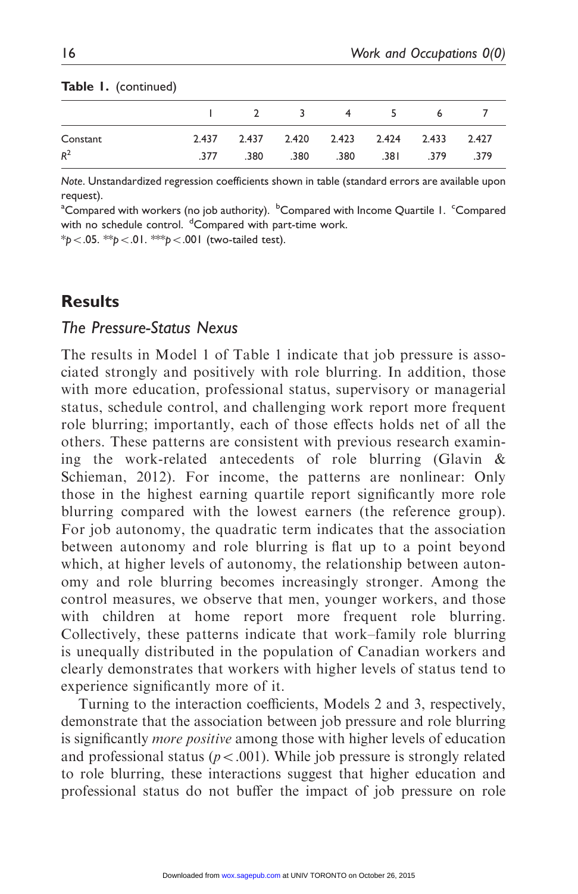**Table 1.** (continued)

| | 1 | 2 | 3 | 4 | 5 | 6 | 7 |
|---|---|---|---|---|---|---|---|
| Constant | 2.437 | 2.437 | 2.420 | 2.423 | 2.424 | 2.433 | 2.427 |
| $R^2$ | .377 | .380 | .380 | .380 | .381 | .379 | .379 |

*Note.* Unstandardized regression coefficients shown in table (standard errors are available upon request).
[a]Compared with workers (no job authority). [b]Compared with Income Quartile 1. [c]Compared with no schedule control. [d]Compared with part-time work.
\*$p < .05$. \*\*$p < .01$. \*\*\*$p < .001$ (two-tailed test).

## Results

### *The Pressure-Status Nexus*

The results in Model 1 of Table 1 indicate that job pressure is associated strongly and positively with role blurring. In addition, those with more education, professional status, supervisory or managerial status, schedule control, and challenging work report more frequent role blurring; importantly, each of those effects holds net of all the others. These patterns are consistent with previous research examining the work-related antecedents of role blurring (Glavin & Schieman, 2012). For income, the patterns are nonlinear: Only those in the highest earning quartile report significantly more role blurring compared with the lowest earners (the reference group). For job autonomy, the quadratic term indicates that the association between autonomy and role blurring is flat up to a point beyond which, at higher levels of autonomy, the relationship between autonomy and role blurring becomes increasingly stronger. Among the control measures, we observe that men, younger workers, and those with children at home report more frequent role blurring. Collectively, these patterns indicate that work–family role blurring is unequally distributed in the population of Canadian workers and clearly demonstrates that workers with higher levels of status tend to experience significantly more of it.

Turning to the interaction coefficients, Models 2 and 3, respectively, demonstrate that the association between job pressure and role blurring is significantly *more positive* among those with higher levels of education and professional status ($p < .001$). While job pressure is strongly related to role blurring, these interactions suggest that higher education and professional status do not buffer the impact of job pressure on role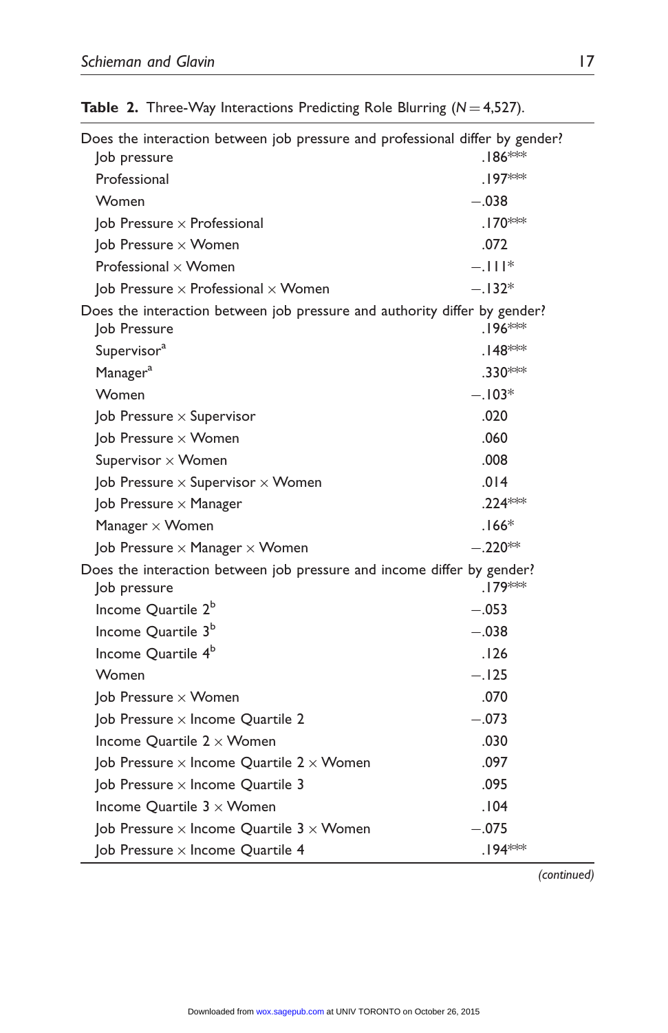**Table 2.** Three-Way Interactions Predicting Role Blurring ($N = 4{,}527$).

| | |
|---|---|
| Does the interaction between job pressure and professional differ by gender? | |
| Job pressure | .186*** |
| Professional | .197*** |
| Women | −.038 |
| Job Pressure × Professional | .170*** |
| Job Pressure × Women | .072 |
| Professional × Women | −.111* |
| Job Pressure × Professional × Women | −.132* |
| Does the interaction between job pressure and authority differ by gender? | |
| Job Pressure | .196*** |
| Supervisor[a] | .148*** |
| Manager[a] | .330*** |
| Women | −.103* |
| Job Pressure × Supervisor | .020 |
| Job Pressure × Women | .060 |
| Supervisor × Women | .008 |
| Job Pressure × Supervisor × Women | .014 |
| Job Pressure × Manager | .224*** |
| Manager × Women | .166* |
| Job Pressure × Manager × Women | −.220** |
| Does the interaction between job pressure and income differ by gender? | |
| Job pressure | .179*** |
| Income Quartile 2[b] | −.053 |
| Income Quartile 3[b] | −.038 |
| Income Quartile 4[b] | .126 |
| Women | −.125 |
| Job Pressure × Women | .070 |
| Job Pressure × Income Quartile 2 | −.073 |
| Income Quartile 2 × Women | .030 |
| Job Pressure × Income Quartile 2 × Women | .097 |
| Job Pressure × Income Quartile 3 | .095 |
| Income Quartile 3 × Women | .104 |
| Job Pressure × Income Quartile 3 × Women | −.075 |
| Job Pressure × Income Quartile 4 | .194*** |

(continued)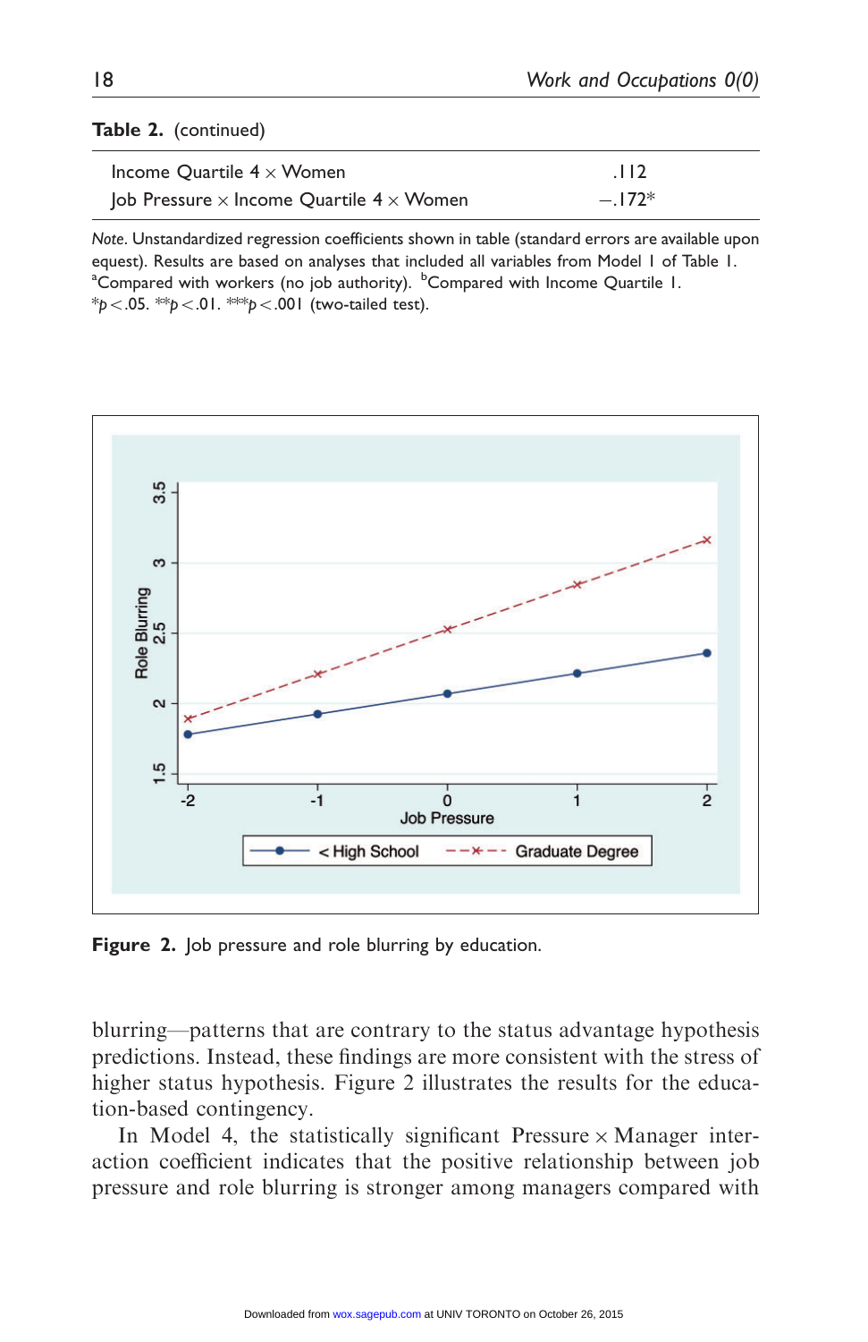**Table 2.** (continued)

| | |
|---|---|
| Income Quartile 4 × Women | .112 |
| Job Pressure × Income Quartile 4 × Women | −.172* |

*Note.* Unstandardized regression coefficients shown in table (standard errors are available upon equest). Results are based on analyses that included all variables from Model 1 of Table 1. [a]Compared with workers (no job authority). [b]Compared with Income Quartile 1.
*$p < .05$. **$p < .01$. ***$p < .001$ (two-tailed test).

**Figure 2.** Job pressure and role blurring by education.

blurring—patterns that are contrary to the status advantage hypothesis predictions. Instead, these findings are more consistent with the stress of higher status hypothesis. Figure 2 illustrates the results for the education-based contingency.

In Model 4, the statistically significant Pressure × Manager interaction coefficient indicates that the positive relationship between job pressure and role blurring is stronger among managers compared with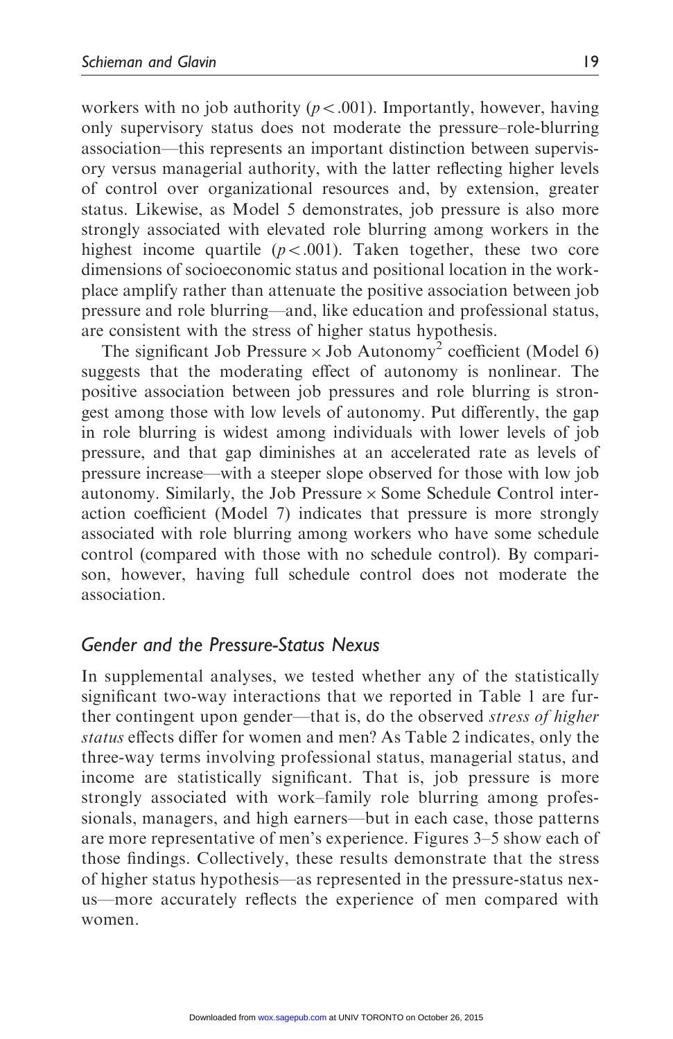workers with no job authority ($p < .001$). Importantly, however, having only supervisory status does not moderate the pressure–role-blurring association—this represents an important distinction between supervisory versus managerial authority, with the latter reflecting higher levels of control over organizational resources and, by extension, greater status. Likewise, as Model 5 demonstrates, job pressure is also more strongly associated with elevated role blurring among workers in the highest income quartile ($p < .001$). Taken together, these two core dimensions of socioeconomic status and positional location in the workplace amplify rather than attenuate the positive association between job pressure and role blurring—and, like education and professional status, are consistent with the stress of higher status hypothesis.

The significant Job Pressure × Job Autonomy$^2$ coefficient (Model 6) suggests that the moderating effect of autonomy is nonlinear. The positive association between job pressures and role blurring is strongest among those with low levels of autonomy. Put differently, the gap in role blurring is widest among individuals with lower levels of job pressure, and that gap diminishes at an accelerated rate as levels of pressure increase—with a steeper slope observed for those with low job autonomy. Similarly, the Job Pressure × Some Schedule Control interaction coefficient (Model 7) indicates that pressure is more strongly associated with role blurring among workers who have some schedule control (compared with those with no schedule control). By comparison, however, having full schedule control does not moderate the association.

### Gender and the Pressure-Status Nexus

In supplemental analyses, we tested whether any of the statistically significant two-way interactions that we reported in Table 1 are further contingent upon gender—that is, do the observed *stress of higher status* effects differ for women and men? As Table 2 indicates, only the three-way terms involving professional status, managerial status, and income are statistically significant. That is, job pressure is more strongly associated with work–family role blurring among professionals, managers, and high earners—but in each case, those patterns are more representative of men's experience. Figures 3–5 show each of those findings. Collectively, these results demonstrate that the stress of higher status hypothesis—as represented in the pressure-status nexus—more accurately reflects the experience of men compared with women.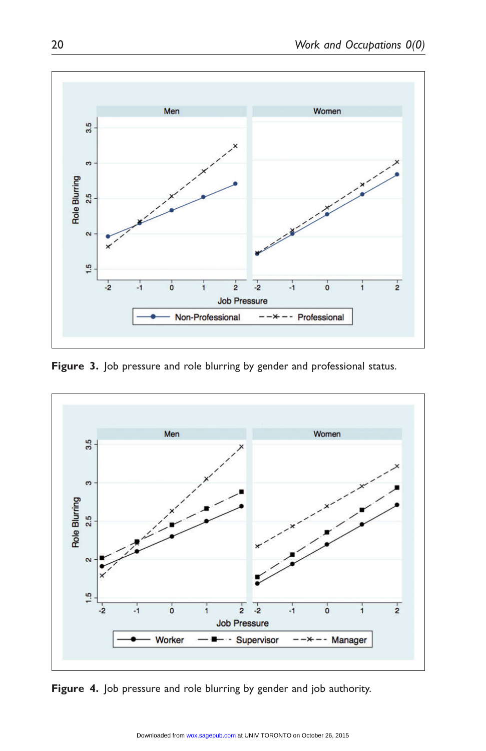Figure 3. Job pressure and role blurring by gender and professional status.

Figure 4. Job pressure and role blurring by gender and job authority.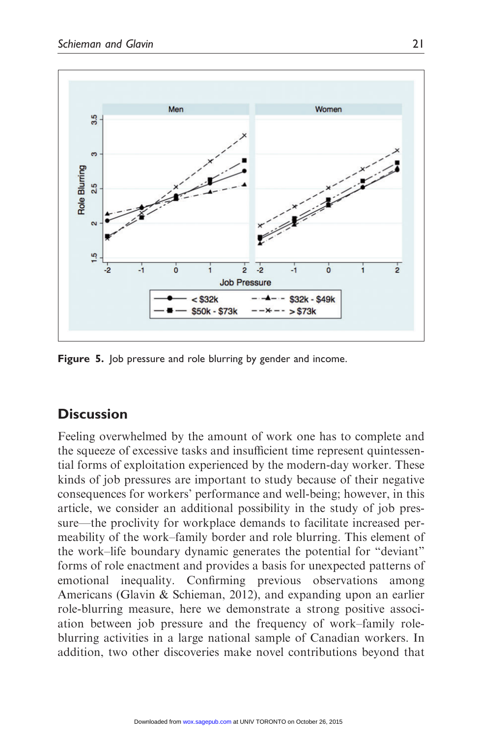**Figure 5.** Job pressure and role blurring by gender and income.

## Discussion

Feeling overwhelmed by the amount of work one has to complete and the squeeze of excessive tasks and insufficient time represent quintessential forms of exploitation experienced by the modern-day worker. These kinds of job pressures are important to study because of their negative consequences for workers' performance and well-being; however, in this article, we consider an additional possibility in the study of job pressure—the proclivity for workplace demands to facilitate increased permeability of the work–family border and role blurring. This element of the work–life boundary dynamic generates the potential for "deviant" forms of role enactment and provides a basis for unexpected patterns of emotional inequality. Confirming previous observations among Americans (Glavin & Schieman, 2012), and expanding upon an earlier role-blurring measure, here we demonstrate a strong positive association between job pressure and the frequency of work–family role-blurring activities in a large national sample of Canadian workers. In addition, two other discoveries make novel contributions beyond that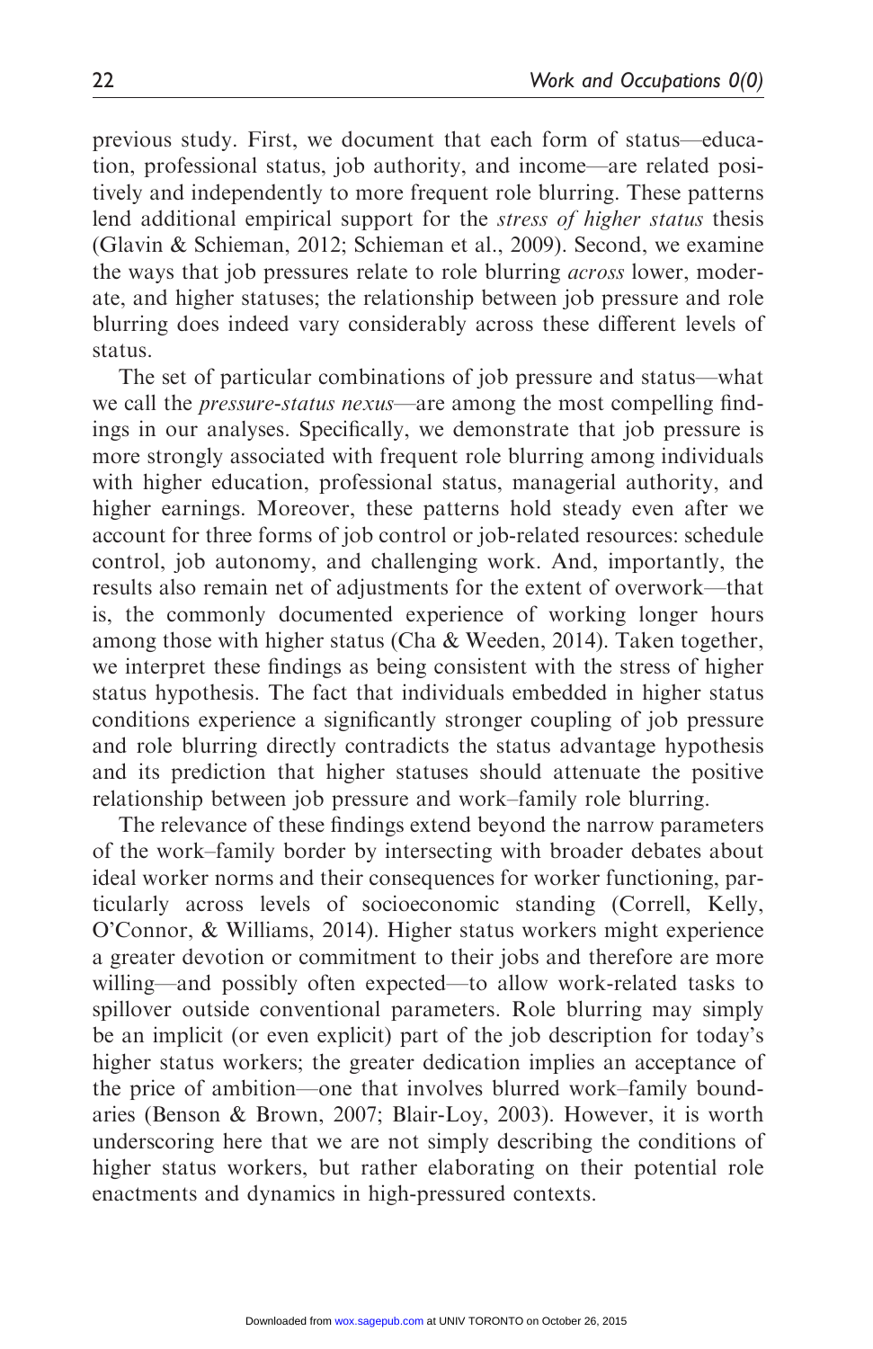previous study. First, we document that each form of status—education, professional status, job authority, and income—are related positively and independently to more frequent role blurring. These patterns lend additional empirical support for the *stress of higher status* thesis (Glavin & Schieman, 2012; Schieman et al., 2009). Second, we examine the ways that job pressures relate to role blurring *across* lower, moderate, and higher statuses; the relationship between job pressure and role blurring does indeed vary considerably across these different levels of status.

The set of particular combinations of job pressure and status—what we call the *pressure-status nexus*—are among the most compelling findings in our analyses. Specifically, we demonstrate that job pressure is more strongly associated with frequent role blurring among individuals with higher education, professional status, managerial authority, and higher earnings. Moreover, these patterns hold steady even after we account for three forms of job control or job-related resources: schedule control, job autonomy, and challenging work. And, importantly, the results also remain net of adjustments for the extent of overwork—that is, the commonly documented experience of working longer hours among those with higher status (Cha & Weeden, 2014). Taken together, we interpret these findings as being consistent with the stress of higher status hypothesis. The fact that individuals embedded in higher status conditions experience a significantly stronger coupling of job pressure and role blurring directly contradicts the status advantage hypothesis and its prediction that higher statuses should attenuate the positive relationship between job pressure and work–family role blurring.

The relevance of these findings extend beyond the narrow parameters of the work–family border by intersecting with broader debates about ideal worker norms and their consequences for worker functioning, particularly across levels of socioeconomic standing (Correll, Kelly, O'Connor, & Williams, 2014). Higher status workers might experience a greater devotion or commitment to their jobs and therefore are more willing—and possibly often expected—to allow work-related tasks to spillover outside conventional parameters. Role blurring may simply be an implicit (or even explicit) part of the job description for today's higher status workers; the greater dedication implies an acceptance of the price of ambition—one that involves blurred work–family boundaries (Benson & Brown, 2007; Blair-Loy, 2003). However, it is worth underscoring here that we are not simply describing the conditions of higher status workers, but rather elaborating on their potential role enactments and dynamics in high-pressured contexts.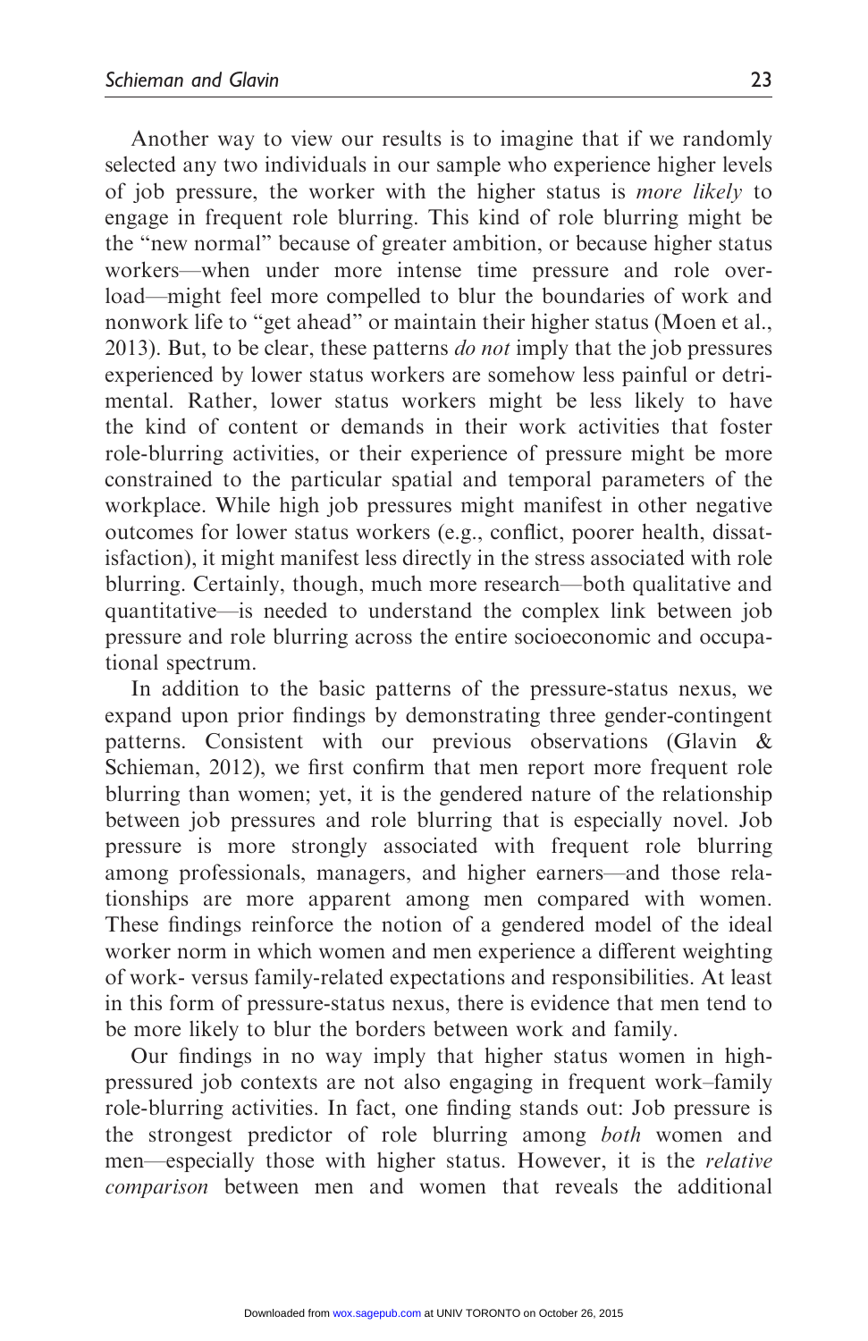Another way to view our results is to imagine that if we randomly selected any two individuals in our sample who experience higher levels of job pressure, the worker with the higher status is *more likely* to engage in frequent role blurring. This kind of role blurring might be the "new normal" because of greater ambition, or because higher status workers—when under more intense time pressure and role overload—might feel more compelled to blur the boundaries of work and nonwork life to "get ahead" or maintain their higher status (Moen et al., 2013). But, to be clear, these patterns *do not* imply that the job pressures experienced by lower status workers are somehow less painful or detrimental. Rather, lower status workers might be less likely to have the kind of content or demands in their work activities that foster role-blurring activities, or their experience of pressure might be more constrained to the particular spatial and temporal parameters of the workplace. While high job pressures might manifest in other negative outcomes for lower status workers (e.g., conflict, poorer health, dissatisfaction), it might manifest less directly in the stress associated with role blurring. Certainly, though, much more research—both qualitative and quantitative—is needed to understand the complex link between job pressure and role blurring across the entire socioeconomic and occupational spectrum.

In addition to the basic patterns of the pressure-status nexus, we expand upon prior findings by demonstrating three gender-contingent patterns. Consistent with our previous observations (Glavin & Schieman, 2012), we first confirm that men report more frequent role blurring than women; yet, it is the gendered nature of the relationship between job pressures and role blurring that is especially novel. Job pressure is more strongly associated with frequent role blurring among professionals, managers, and higher earners—and those relationships are more apparent among men compared with women. These findings reinforce the notion of a gendered model of the ideal worker norm in which women and men experience a different weighting of work- versus family-related expectations and responsibilities. At least in this form of pressure-status nexus, there is evidence that men tend to be more likely to blur the borders between work and family.

Our findings in no way imply that higher status women in high-pressured job contexts are not also engaging in frequent work–family role-blurring activities. In fact, one finding stands out: Job pressure is the strongest predictor of role blurring among *both* women and men—especially those with higher status. However, it is the *relative comparison* between men and women that reveals the additional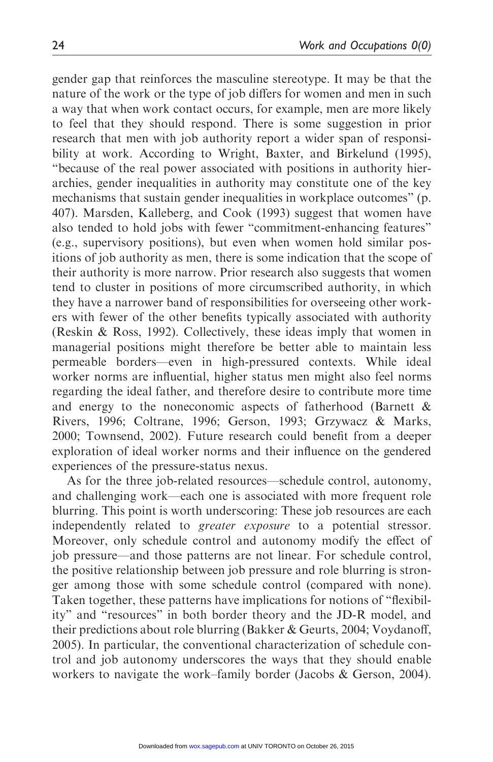gender gap that reinforces the masculine stereotype. It may be that the nature of the work or the type of job differs for women and men in such a way that when work contact occurs, for example, men are more likely to feel that they should respond. There is some suggestion in prior research that men with job authority report a wider span of responsibility at work. According to Wright, Baxter, and Birkelund (1995), "because of the real power associated with positions in authority hierarchies, gender inequalities in authority may constitute one of the key mechanisms that sustain gender inequalities in workplace outcomes" (p. 407). Marsden, Kalleberg, and Cook (1993) suggest that women have also tended to hold jobs with fewer "commitment-enhancing features" (e.g., supervisory positions), but even when women hold similar positions of job authority as men, there is some indication that the scope of their authority is more narrow. Prior research also suggests that women tend to cluster in positions of more circumscribed authority, in which they have a narrower band of responsibilities for overseeing other workers with fewer of the other benefits typically associated with authority (Reskin & Ross, 1992). Collectively, these ideas imply that women in managerial positions might therefore be better able to maintain less permeable borders—even in high-pressured contexts. While ideal worker norms are influential, higher status men might also feel norms regarding the ideal father, and therefore desire to contribute more time and energy to the noneconomic aspects of fatherhood (Barnett & Rivers, 1996; Coltrane, 1996; Gerson, 1993; Grzywacz & Marks, 2000; Townsend, 2002). Future research could benefit from a deeper exploration of ideal worker norms and their influence on the gendered experiences of the pressure-status nexus.

As for the three job-related resources—schedule control, autonomy, and challenging work—each one is associated with more frequent role blurring. This point is worth underscoring: These job resources are each independently related to *greater exposure* to a potential stressor. Moreover, only schedule control and autonomy modify the effect of job pressure—and those patterns are not linear. For schedule control, the positive relationship between job pressure and role blurring is stronger among those with some schedule control (compared with none). Taken together, these patterns have implications for notions of "flexibility" and "resources" in both border theory and the JD-R model, and their predictions about role blurring (Bakker & Geurts, 2004; Voydanoff, 2005). In particular, the conventional characterization of schedule control and job autonomy underscores the ways that they should enable workers to navigate the work–family border (Jacobs & Gerson, 2004).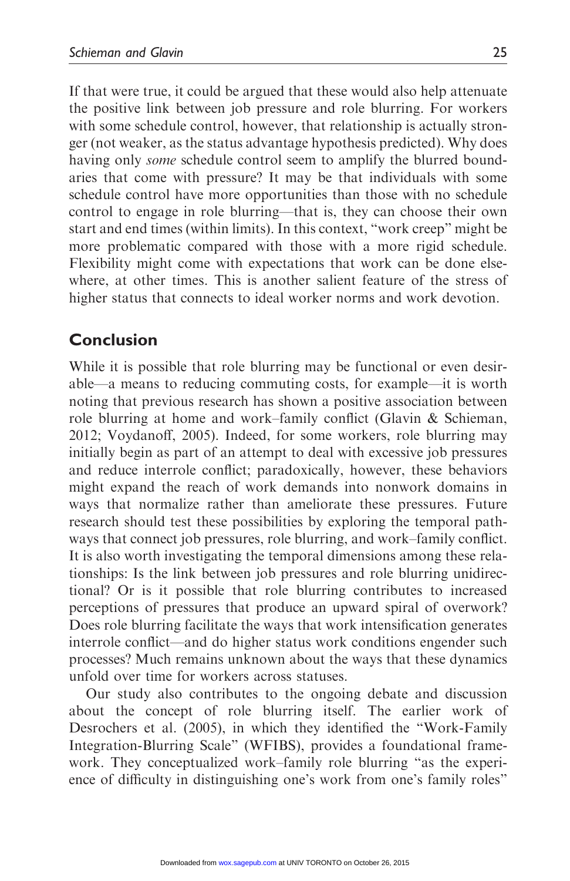If that were true, it could be argued that these would also help attenuate the positive link between job pressure and role blurring. For workers with some schedule control, however, that relationship is actually stronger (not weaker, as the status advantage hypothesis predicted). Why does having only *some* schedule control seem to amplify the blurred boundaries that come with pressure? It may be that individuals with some schedule control have more opportunities than those with no schedule control to engage in role blurring—that is, they can choose their own start and end times (within limits). In this context, "work creep" might be more problematic compared with those with a more rigid schedule. Flexibility might come with expectations that work can be done elsewhere, at other times. This is another salient feature of the stress of higher status that connects to ideal worker norms and work devotion.

## Conclusion

While it is possible that role blurring may be functional or even desirable—a means to reducing commuting costs, for example—it is worth noting that previous research has shown a positive association between role blurring at home and work–family conflict (Glavin & Schieman, 2012; Voydanoff, 2005). Indeed, for some workers, role blurring may initially begin as part of an attempt to deal with excessive job pressures and reduce interrole conflict; paradoxically, however, these behaviors might expand the reach of work demands into nonwork domains in ways that normalize rather than ameliorate these pressures. Future research should test these possibilities by exploring the temporal pathways that connect job pressures, role blurring, and work–family conflict. It is also worth investigating the temporal dimensions among these relationships: Is the link between job pressures and role blurring unidirectional? Or is it possible that role blurring contributes to increased perceptions of pressures that produce an upward spiral of overwork? Does role blurring facilitate the ways that work intensification generates interrole conflict—and do higher status work conditions engender such processes? Much remains unknown about the ways that these dynamics unfold over time for workers across statuses.

Our study also contributes to the ongoing debate and discussion about the concept of role blurring itself. The earlier work of Desrochers et al. (2005), in which they identified the "Work-Family Integration-Blurring Scale" (WFIBS), provides a foundational framework. They conceptualized work–family role blurring "as the experience of difficulty in distinguishing one's work from one's family roles"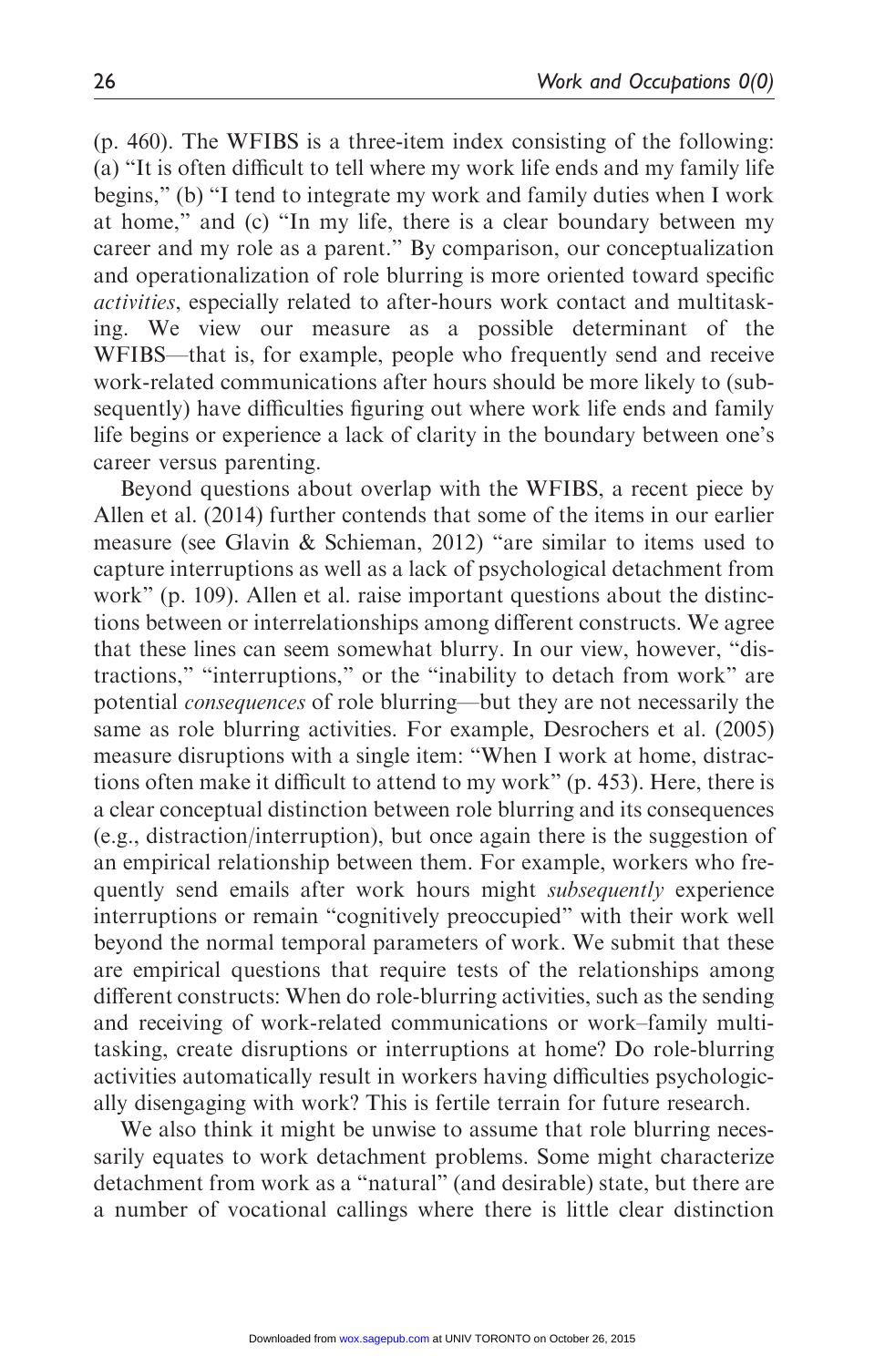(p. 460). The WFIBS is a three-item index consisting of the following: (a) "It is often difficult to tell where my work life ends and my family life begins," (b) "I tend to integrate my work and family duties when I work at home," and (c) "In my life, there is a clear boundary between my career and my role as a parent." By comparison, our conceptualization and operationalization of role blurring is more oriented toward specific *activities*, especially related to after-hours work contact and multitasking. We view our measure as a possible determinant of the WFIBS—that is, for example, people who frequently send and receive work-related communications after hours should be more likely to (subsequently) have difficulties figuring out where work life ends and family life begins or experience a lack of clarity in the boundary between one's career versus parenting.

Beyond questions about overlap with the WFIBS, a recent piece by Allen et al. (2014) further contends that some of the items in our earlier measure (see Glavin & Schieman, 2012) "are similar to items used to capture interruptions as well as a lack of psychological detachment from work" (p. 109). Allen et al. raise important questions about the distinctions between or interrelationships among different constructs. We agree that these lines can seem somewhat blurry. In our view, however, "distractions," "interruptions," or the "inability to detach from work" are potential *consequences* of role blurring—but they are not necessarily the same as role blurring activities. For example, Desrochers et al. (2005) measure disruptions with a single item: "When I work at home, distractions often make it difficult to attend to my work" (p. 453). Here, there is a clear conceptual distinction between role blurring and its consequences (e.g., distraction/interruption), but once again there is the suggestion of an empirical relationship between them. For example, workers who frequently send emails after work hours might *subsequently* experience interruptions or remain "cognitively preoccupied" with their work well beyond the normal temporal parameters of work. We submit that these are empirical questions that require tests of the relationships among different constructs: When do role-blurring activities, such as the sending and receiving of work-related communications or work–family multitasking, create disruptions or interruptions at home? Do role-blurring activities automatically result in workers having difficulties psychologically disengaging with work? This is fertile terrain for future research.

We also think it might be unwise to assume that role blurring necessarily equates to work detachment problems. Some might characterize detachment from work as a "natural" (and desirable) state, but there are a number of vocational callings where there is little clear distinction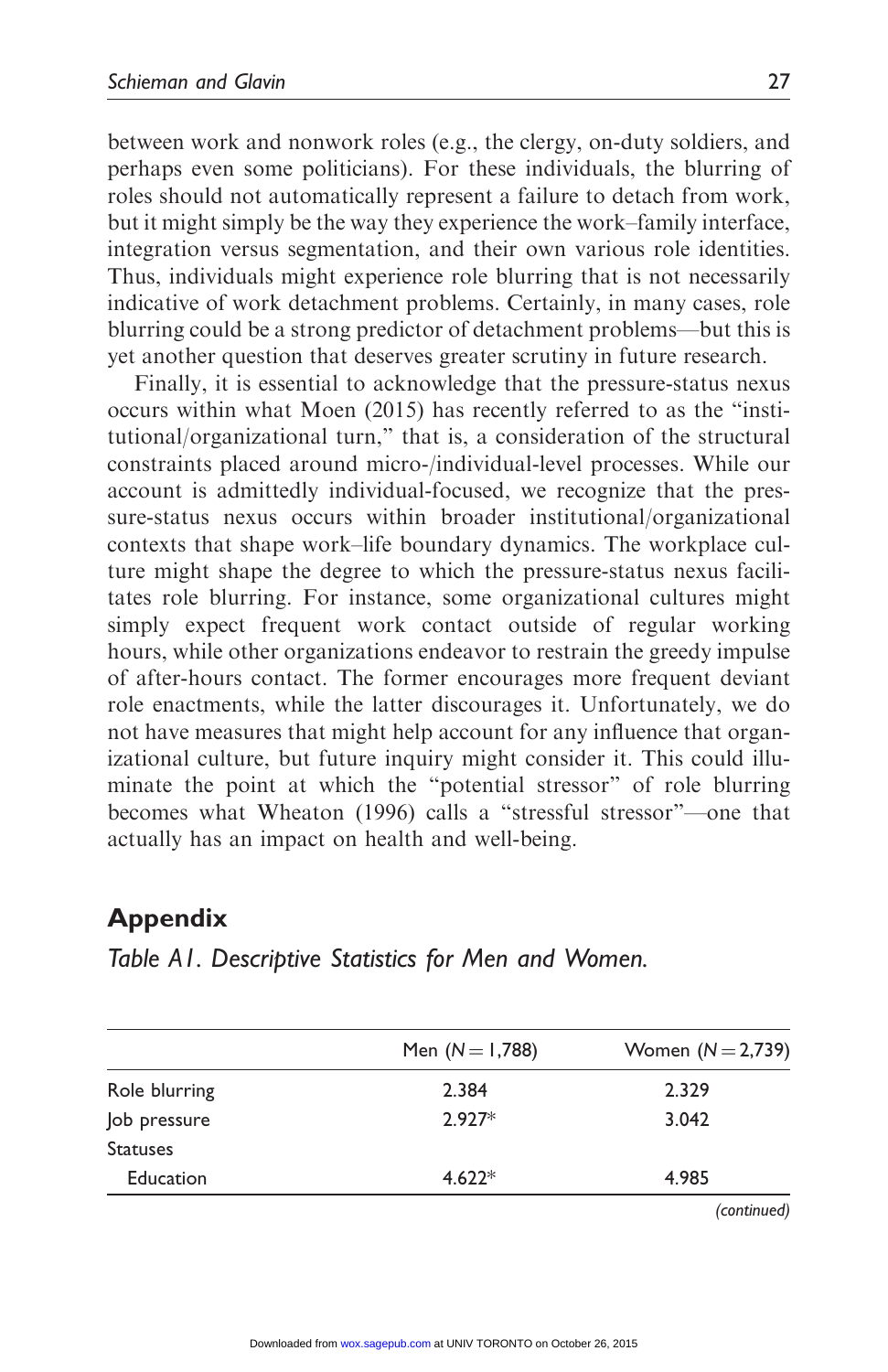between work and nonwork roles (e.g., the clergy, on-duty soldiers, and perhaps even some politicians). For these individuals, the blurring of roles should not automatically represent a failure to detach from work, but it might simply be the way they experience the work–family interface, integration versus segmentation, and their own various role identities. Thus, individuals might experience role blurring that is not necessarily indicative of work detachment problems. Certainly, in many cases, role blurring could be a strong predictor of detachment problems—but this is yet another question that deserves greater scrutiny in future research.

Finally, it is essential to acknowledge that the pressure-status nexus occurs within what Moen (2015) has recently referred to as the "institutional/organizational turn," that is, a consideration of the structural constraints placed around micro-/individual-level processes. While our account is admittedly individual-focused, we recognize that the pressure-status nexus occurs within broader institutional/organizational contexts that shape work–life boundary dynamics. The workplace culture might shape the degree to which the pressure-status nexus facilitates role blurring. For instance, some organizational cultures might simply expect frequent work contact outside of regular working hours, while other organizations endeavor to restrain the greedy impulse of after-hours contact. The former encourages more frequent deviant role enactments, while the latter discourages it. Unfortunately, we do not have measures that might help account for any influence that organizational culture, but future inquiry might consider it. This could illuminate the point at which the "potential stressor" of role blurring becomes what Wheaton (1996) calls a "stressful stressor"—one that actually has an impact on health and well-being.

## Appendix

*Table A1. Descriptive Statistics for Men and Women.*

| | Men ($N = 1{,}788$) | Women ($N = 2{,}739$) |
|---|---|---|
| Role blurring | 2.384 | 2.329 |
| Job pressure | 2.927* | 3.042 |
| Statuses | | |
| Education | 4.622* | 4.985 |

*(continued)*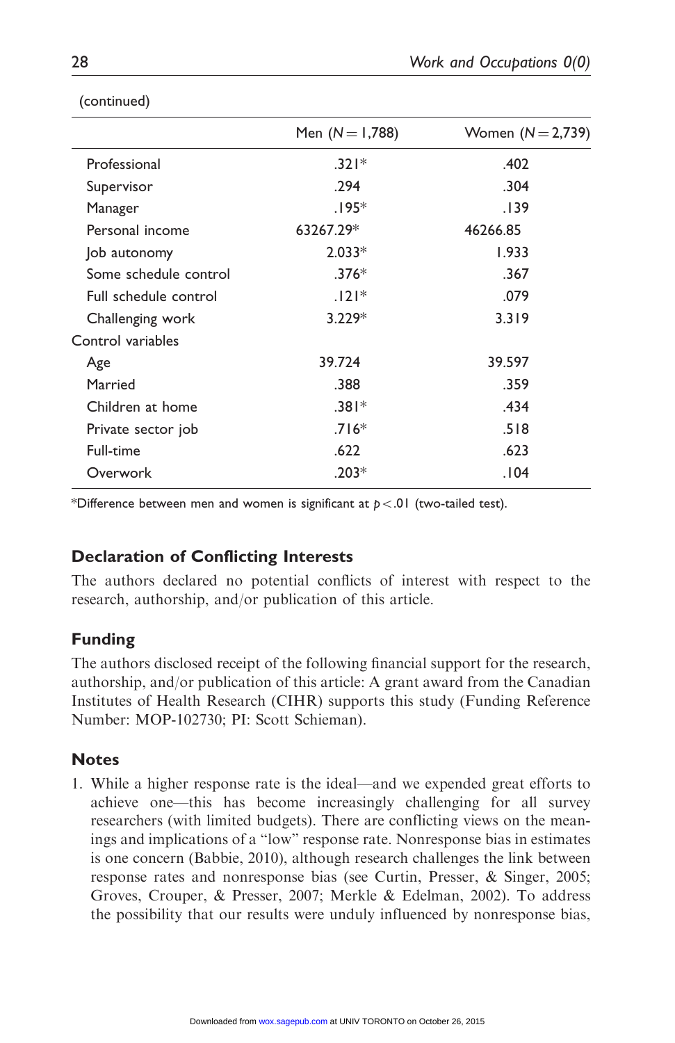(continued)

| | Men ($N = 1{,}788$) | Women ($N = 2{,}739$) |
|---|---|---|
| Professional | .321* | .402 |
| Supervisor | .294 | .304 |
| Manager | .195* | .139 |
| Personal income | 63267.29* | 46266.85 |
| Job autonomy | 2.033* | 1.933 |
| Some schedule control | .376* | .367 |
| Full schedule control | .121* | .079 |
| Challenging work | 3.229* | 3.319 |
| Control variables | | |
| Age | 39.724 | 39.597 |
| Married | .388 | .359 |
| Children at home | .381* | .434 |
| Private sector job | .716* | .518 |
| Full-time | .622 | .623 |
| Overwork | .203* | .104 |

*Difference between men and women is significant at $p < .01$ (two-tailed test).

## Declaration of Conflicting Interests

The authors declared no potential conflicts of interest with respect to the research, authorship, and/or publication of this article.

## Funding

The authors disclosed receipt of the following financial support for the research, authorship, and/or publication of this article: A grant award from the Canadian Institutes of Health Research (CIHR) supports this study (Funding Reference Number: MOP-102730; PI: Scott Schieman).

## Notes

1. While a higher response rate is the ideal—and we expended great efforts to achieve one—this has become increasingly challenging for all survey researchers (with limited budgets). There are conflicting views on the meanings and implications of a "low" response rate. Nonresponse bias in estimates is one concern (Babbie, 2010), although research challenges the link between response rates and nonresponse bias (see Curtin, Presser, & Singer, 2005; Groves, Crouper, & Presser, 2007; Merkle & Edelman, 2002). To address the possibility that our results were unduly influenced by nonresponse bias,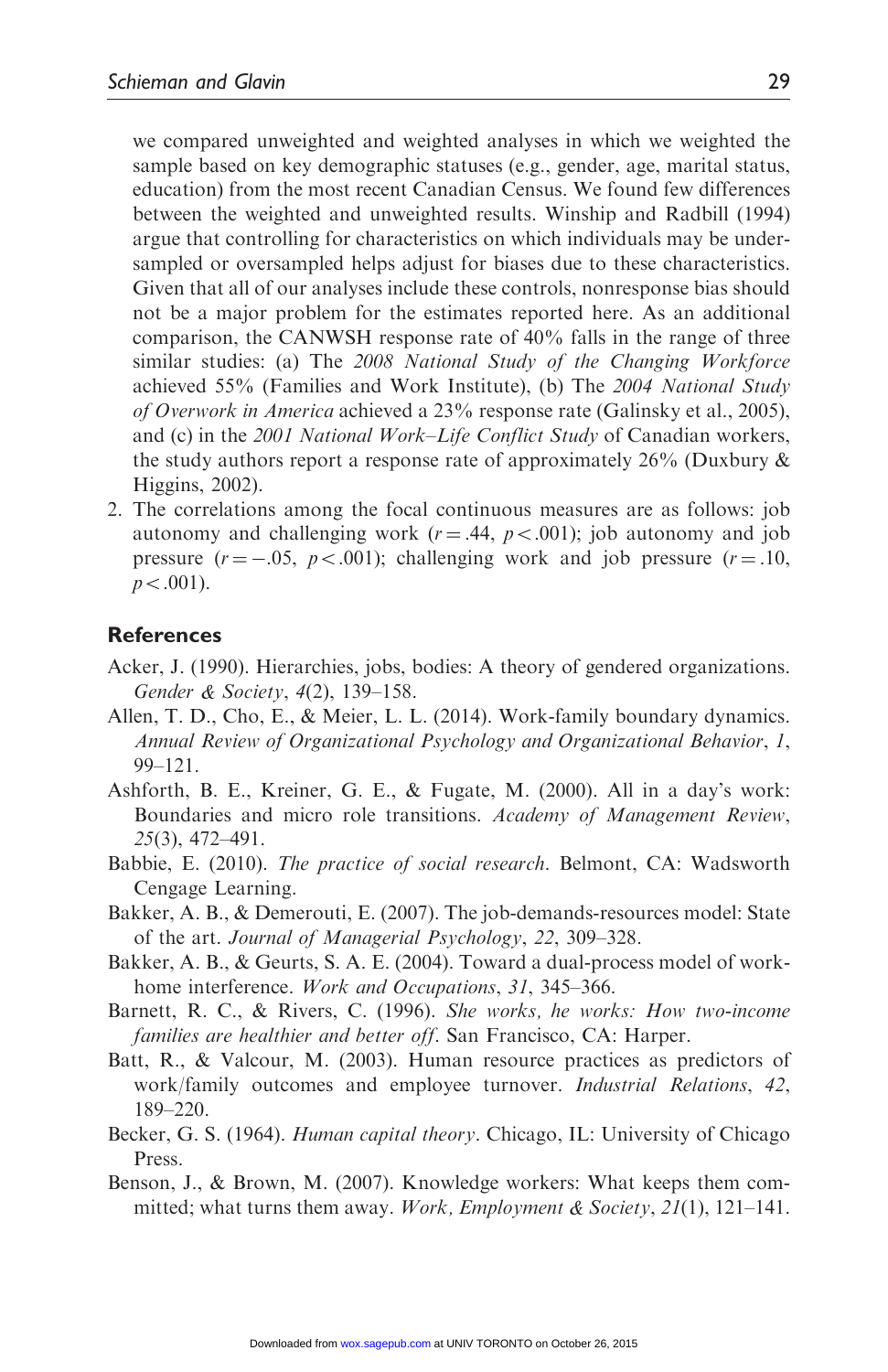we compared unweighted and weighted analyses in which we weighted the sample based on key demographic statuses (e.g., gender, age, marital status, education) from the most recent Canadian Census. We found few differences between the weighted and unweighted results. Winship and Radbill (1994) argue that controlling for characteristics on which individuals may be undersampled or oversampled helps adjust for biases due to these characteristics. Given that all of our analyses include these controls, nonresponse bias should not be a major problem for the estimates reported here. As an additional comparison, the CANWSH response rate of 40% falls in the range of three similar studies: (a) The *2008 National Study of the Changing Workforce* achieved 55% (Families and Work Institute), (b) The *2004 National Study of Overwork in America* achieved a 23% response rate (Galinsky et al., 2005), and (c) in the *2001 National Work–Life Conflict Study* of Canadian workers, the study authors report a response rate of approximately 26% (Duxbury & Higgins, 2002).

2. The correlations among the focal continuous measures are as follows: job autonomy and challenging work ($r = .44$, $p < .001$); job autonomy and job pressure ($r = -.05$, $p < .001$); challenging work and job pressure ($r = .10$, $p < .001$).

## References

Acker, J. (1990). Hierarchies, jobs, bodies: A theory of gendered organizations. *Gender & Society*, *4*(2), 139–158.

Allen, T. D., Cho, E., & Meier, L. L. (2014). Work-family boundary dynamics. *Annual Review of Organizational Psychology and Organizational Behavior*, *1*, 99–121.

Ashforth, B. E., Kreiner, G. E., & Fugate, M. (2000). All in a day's work: Boundaries and micro role transitions. *Academy of Management Review*, *25*(3), 472–491.

Babbie, E. (2010). *The practice of social research*. Belmont, CA: Wadsworth Cengage Learning.

Bakker, A. B., & Demerouti, E. (2007). The job-demands-resources model: State of the art. *Journal of Managerial Psychology*, *22*, 309–328.

Bakker, A. B., & Geurts, S. A. E. (2004). Toward a dual-process model of work-home interference. *Work and Occupations*, *31*, 345–366.

Barnett, R. C., & Rivers, C. (1996). *She works, he works: How two-income families are healthier and better off*. San Francisco, CA: Harper.

Batt, R., & Valcour, M. (2003). Human resource practices as predictors of work/family outcomes and employee turnover. *Industrial Relations*, *42*, 189–220.

Becker, G. S. (1964). *Human capital theory*. Chicago, IL: University of Chicago Press.

Benson, J., & Brown, M. (2007). Knowledge workers: What keeps them committed; what turns them away. *Work, Employment & Society*, *21*(1), 121–141.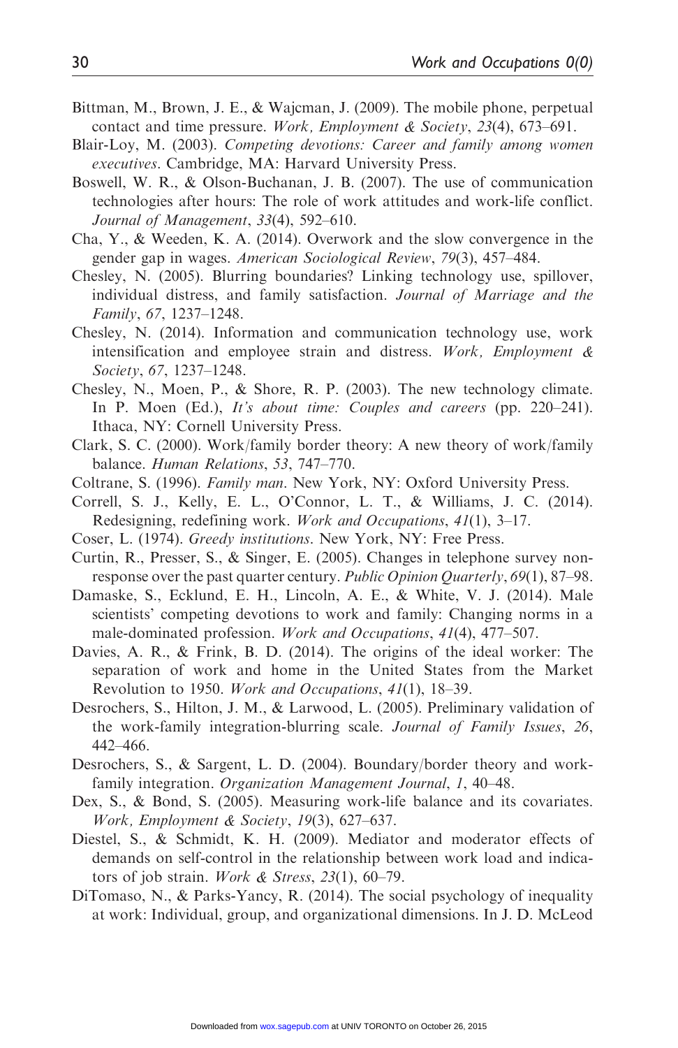Bittman, M., Brown, J. E., & Wajcman, J. (2009). The mobile phone, perpetual contact and time pressure. *Work, Employment & Society*, *23*(4), 673–691.

Blair-Loy, M. (2003). *Competing devotions: Career and family among women executives*. Cambridge, MA: Harvard University Press.

Boswell, W. R., & Olson-Buchanan, J. B. (2007). The use of communication technologies after hours: The role of work attitudes and work-life conflict. *Journal of Management*, *33*(4), 592–610.

Cha, Y., & Weeden, K. A. (2014). Overwork and the slow convergence in the gender gap in wages. *American Sociological Review*, *79*(3), 457–484.

Chesley, N. (2005). Blurring boundaries? Linking technology use, spillover, individual distress, and family satisfaction. *Journal of Marriage and the Family*, *67*, 1237–1248.

Chesley, N. (2014). Information and communication technology use, work intensification and employee strain and distress. *Work, Employment & Society*, *67*, 1237–1248.

Chesley, N., Moen, P., & Shore, R. P. (2003). The new technology climate. In P. Moen (Ed.), *It's about time: Couples and careers* (pp. 220–241). Ithaca, NY: Cornell University Press.

Clark, S. C. (2000). Work/family border theory: A new theory of work/family balance. *Human Relations*, *53*, 747–770.

Coltrane, S. (1996). *Family man*. New York, NY: Oxford University Press.

Correll, S. J., Kelly, E. L., O'Connor, L. T., & Williams, J. C. (2014). Redesigning, redefining work. *Work and Occupations*, *41*(1), 3–17.

Coser, L. (1974). *Greedy institutions*. New York, NY: Free Press.

Curtin, R., Presser, S., & Singer, E. (2005). Changes in telephone survey non-response over the past quarter century. *Public Opinion Quarterly*, *69*(1), 87–98.

Damaske, S., Ecklund, E. H., Lincoln, A. E., & White, V. J. (2014). Male scientists' competing devotions to work and family: Changing norms in a male-dominated profession. *Work and Occupations*, *41*(4), 477–507.

Davies, A. R., & Frink, B. D. (2014). The origins of the ideal worker: The separation of work and home in the United States from the Market Revolution to 1950. *Work and Occupations*, *41*(1), 18–39.

Desrochers, S., Hilton, J. M., & Larwood, L. (2005). Preliminary validation of the work-family integration-blurring scale. *Journal of Family Issues*, *26*, 442–466.

Desrochers, S., & Sargent, L. D. (2004). Boundary/border theory and work-family integration. *Organization Management Journal*, *1*, 40–48.

Dex, S., & Bond, S. (2005). Measuring work-life balance and its covariates. *Work, Employment & Society*, *19*(3), 627–637.

Diestel, S., & Schmidt, K. H. (2009). Mediator and moderator effects of demands on self-control in the relationship between work load and indicators of job strain. *Work & Stress*, *23*(1), 60–79.

DiTomaso, N., & Parks-Yancy, R. (2014). The social psychology of inequality at work: Individual, group, and organizational dimensions. In J. D. McLeod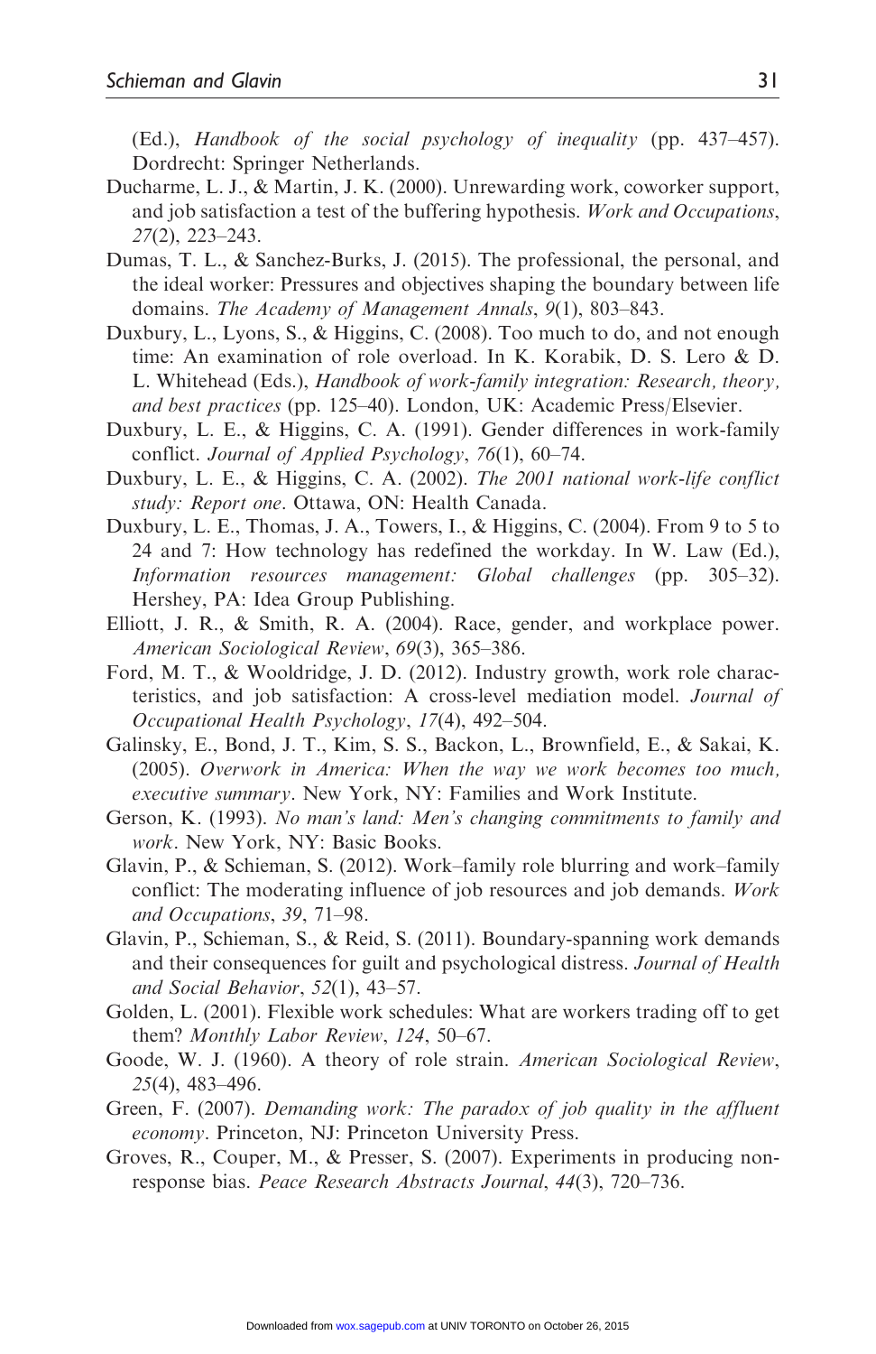(Ed.), *Handbook of the social psychology of inequality* (pp. 437–457). Dordrecht: Springer Netherlands.

Ducharme, L. J., & Martin, J. K. (2000). Unrewarding work, coworker support, and job satisfaction a test of the buffering hypothesis. *Work and Occupations*, *27*(2), 223–243.

Dumas, T. L., & Sanchez-Burks, J. (2015). The professional, the personal, and the ideal worker: Pressures and objectives shaping the boundary between life domains. *The Academy of Management Annals*, *9*(1), 803–843.

Duxbury, L., Lyons, S., & Higgins, C. (2008). Too much to do, and not enough time: An examination of role overload. In K. Korabik, D. S. Lero & D. L. Whitehead (Eds.), *Handbook of work-family integration: Research, theory, and best practices* (pp. 125–40). London, UK: Academic Press/Elsevier.

Duxbury, L. E., & Higgins, C. A. (1991). Gender differences in work-family conflict. *Journal of Applied Psychology*, *76*(1), 60–74.

Duxbury, L. E., & Higgins, C. A. (2002). *The 2001 national work-life conflict study: Report one*. Ottawa, ON: Health Canada.

Duxbury, L. E., Thomas, J. A., Towers, I., & Higgins, C. (2004). From 9 to 5 to 24 and 7: How technology has redefined the workday. In W. Law (Ed.), *Information resources management: Global challenges* (pp. 305–32). Hershey, PA: Idea Group Publishing.

Elliott, J. R., & Smith, R. A. (2004). Race, gender, and workplace power. *American Sociological Review*, *69*(3), 365–386.

Ford, M. T., & Wooldridge, J. D. (2012). Industry growth, work role characteristics, and job satisfaction: A cross-level mediation model. *Journal of Occupational Health Psychology*, *17*(4), 492–504.

Galinsky, E., Bond, J. T., Kim, S. S., Backon, L., Brownfield, E., & Sakai, K. (2005). *Overwork in America: When the way we work becomes too much, executive summary*. New York, NY: Families and Work Institute.

Gerson, K. (1993). *No man's land: Men's changing commitments to family and work*. New York, NY: Basic Books.

Glavin, P., & Schieman, S. (2012). Work–family role blurring and work–family conflict: The moderating influence of job resources and job demands. *Work and Occupations*, *39*, 71–98.

Glavin, P., Schieman, S., & Reid, S. (2011). Boundary-spanning work demands and their consequences for guilt and psychological distress. *Journal of Health and Social Behavior*, *52*(1), 43–57.

Golden, L. (2001). Flexible work schedules: What are workers trading off to get them? *Monthly Labor Review*, *124*, 50–67.

Goode, W. J. (1960). A theory of role strain. *American Sociological Review*, *25*(4), 483–496.

Green, F. (2007). *Demanding work: The paradox of job quality in the affluent economy*. Princeton, NJ: Princeton University Press.

Groves, R., Couper, M., & Presser, S. (2007). Experiments in producing nonresponse bias. *Peace Research Abstracts Journal*, *44*(3), 720–736.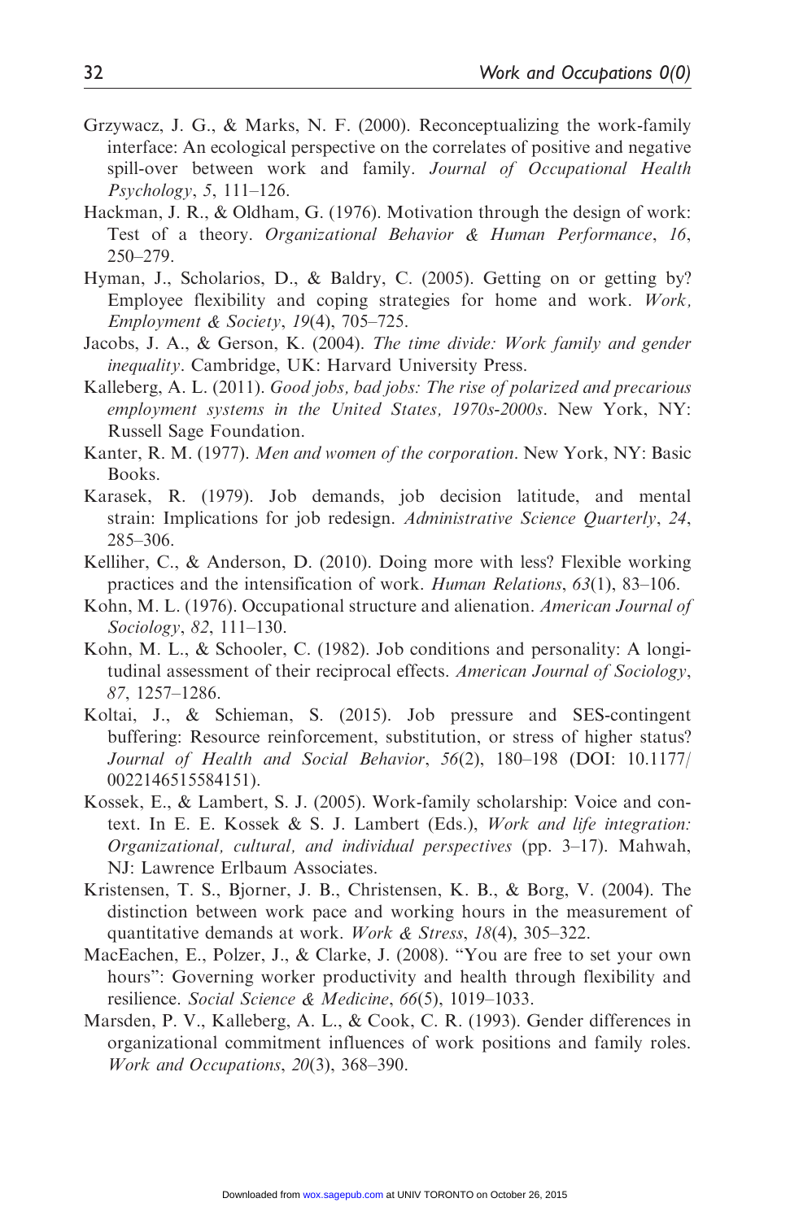Grzywacz, J. G., & Marks, N. F. (2000). Reconceptualizing the work-family interface: An ecological perspective on the correlates of positive and negative spill-over between work and family. *Journal of Occupational Health Psychology*, *5*, 111–126.

Hackman, J. R., & Oldham, G. (1976). Motivation through the design of work: Test of a theory. *Organizational Behavior & Human Performance*, *16*, 250–279.

Hyman, J., Scholarios, D., & Baldry, C. (2005). Getting on or getting by? Employee flexibility and coping strategies for home and work. *Work, Employment & Society*, *19*(4), 705–725.

Jacobs, J. A., & Gerson, K. (2004). *The time divide: Work family and gender inequality*. Cambridge, UK: Harvard University Press.

Kalleberg, A. L. (2011). *Good jobs, bad jobs: The rise of polarized and precarious employment systems in the United States, 1970s-2000s*. New York, NY: Russell Sage Foundation.

Kanter, R. M. (1977). *Men and women of the corporation*. New York, NY: Basic Books.

Karasek, R. (1979). Job demands, job decision latitude, and mental strain: Implications for job redesign. *Administrative Science Quarterly*, *24*, 285–306.

Kelliher, C., & Anderson, D. (2010). Doing more with less? Flexible working practices and the intensification of work. *Human Relations*, *63*(1), 83–106.

Kohn, M. L. (1976). Occupational structure and alienation. *American Journal of Sociology*, *82*, 111–130.

Kohn, M. L., & Schooler, C. (1982). Job conditions and personality: A longitudinal assessment of their reciprocal effects. *American Journal of Sociology*, *87*, 1257–1286.

Koltai, J., & Schieman, S. (2015). Job pressure and SES-contingent buffering: Resource reinforcement, substitution, or stress of higher status? *Journal of Health and Social Behavior*, *56*(2), 180–198 (DOI: 10.1177/0022146515584151).

Kossek, E., & Lambert, S. J. (2005). Work-family scholarship: Voice and context. In E. E. Kossek & S. J. Lambert (Eds.), *Work and life integration: Organizational, cultural, and individual perspectives* (pp. 3–17). Mahwah, NJ: Lawrence Erlbaum Associates.

Kristensen, T. S., Bjorner, J. B., Christensen, K. B., & Borg, V. (2004). The distinction between work pace and working hours in the measurement of quantitative demands at work. *Work & Stress*, *18*(4), 305–322.

MacEachen, E., Polzer, J., & Clarke, J. (2008). "You are free to set your own hours": Governing worker productivity and health through flexibility and resilience. *Social Science & Medicine*, *66*(5), 1019–1033.

Marsden, P. V., Kalleberg, A. L., & Cook, C. R. (1993). Gender differences in organizational commitment influences of work positions and family roles. *Work and Occupations*, *20*(3), 368–390.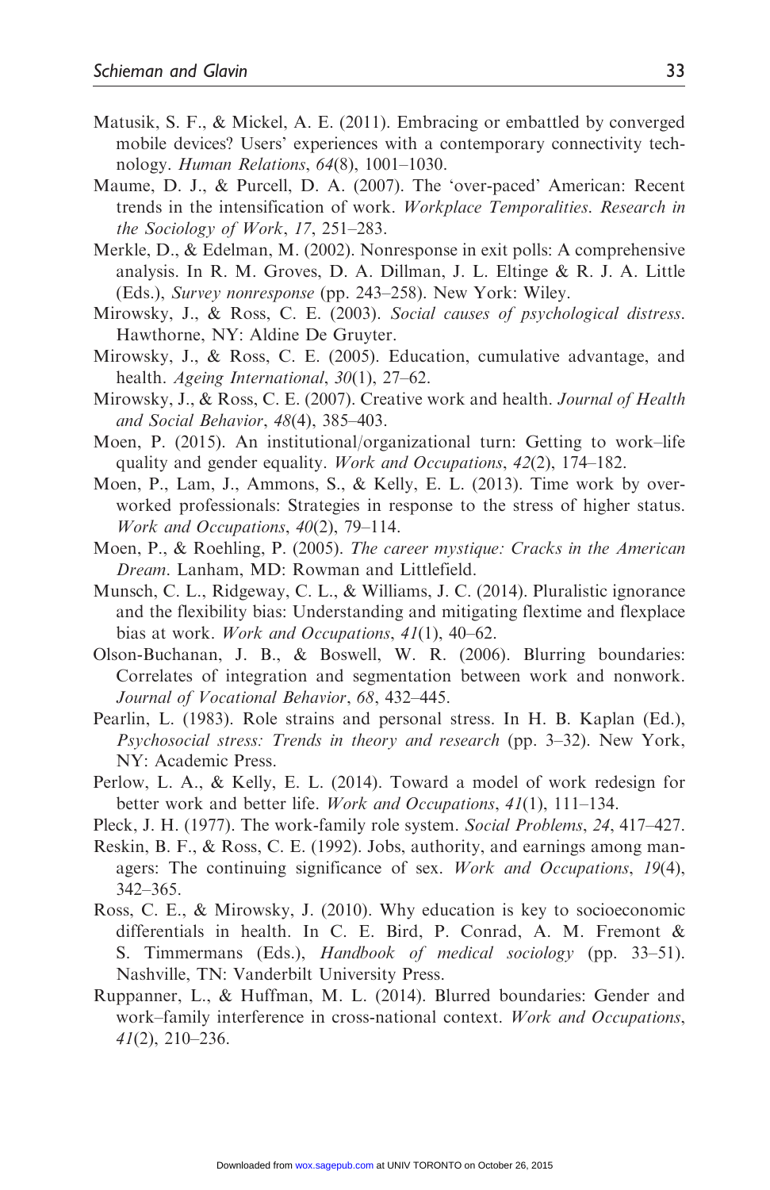Matusik, S. F., & Mickel, A. E. (2011). Embracing or embattled by converged mobile devices? Users' experiences with a contemporary connectivity technology. *Human Relations*, *64*(8), 1001–1030.

Maume, D. J., & Purcell, D. A. (2007). The 'over-paced' American: Recent trends in the intensification of work. *Workplace Temporalities. Research in the Sociology of Work*, *17*, 251–283.

Merkle, D., & Edelman, M. (2002). Nonresponse in exit polls: A comprehensive analysis. In R. M. Groves, D. A. Dillman, J. L. Eltinge & R. J. A. Little (Eds.), *Survey nonresponse* (pp. 243–258). New York: Wiley.

Mirowsky, J., & Ross, C. E. (2003). *Social causes of psychological distress*. Hawthorne, NY: Aldine De Gruyter.

Mirowsky, J., & Ross, C. E. (2005). Education, cumulative advantage, and health. *Ageing International*, *30*(1), 27–62.

Mirowsky, J., & Ross, C. E. (2007). Creative work and health. *Journal of Health and Social Behavior*, *48*(4), 385–403.

Moen, P. (2015). An institutional/organizational turn: Getting to work–life quality and gender equality. *Work and Occupations*, *42*(2), 174–182.

Moen, P., Lam, J., Ammons, S., & Kelly, E. L. (2013). Time work by overworked professionals: Strategies in response to the stress of higher status. *Work and Occupations*, *40*(2), 79–114.

Moen, P., & Roehling, P. (2005). *The career mystique: Cracks in the American Dream*. Lanham, MD: Rowman and Littlefield.

Munsch, C. L., Ridgeway, C. L., & Williams, J. C. (2014). Pluralistic ignorance and the flexibility bias: Understanding and mitigating flextime and flexplace bias at work. *Work and Occupations*, *41*(1), 40–62.

Olson-Buchanan, J. B., & Boswell, W. R. (2006). Blurring boundaries: Correlates of integration and segmentation between work and nonwork. *Journal of Vocational Behavior*, *68*, 432–445.

Pearlin, L. (1983). Role strains and personal stress. In H. B. Kaplan (Ed.), *Psychosocial stress: Trends in theory and research* (pp. 3–32). New York, NY: Academic Press.

Perlow, L. A., & Kelly, E. L. (2014). Toward a model of work redesign for better work and better life. *Work and Occupations*, *41*(1), 111–134.

Pleck, J. H. (1977). The work-family role system. *Social Problems*, *24*, 417–427.

Reskin, B. F., & Ross, C. E. (1992). Jobs, authority, and earnings among managers: The continuing significance of sex. *Work and Occupations*, *19*(4), 342–365.

Ross, C. E., & Mirowsky, J. (2010). Why education is key to socioeconomic differentials in health. In C. E. Bird, P. Conrad, A. M. Fremont & S. Timmermans (Eds.), *Handbook of medical sociology* (pp. 33–51). Nashville, TN: Vanderbilt University Press.

Ruppanner, L., & Huffman, M. L. (2014). Blurred boundaries: Gender and work–family interference in cross-national context. *Work and Occupations*, *41*(2), 210–236.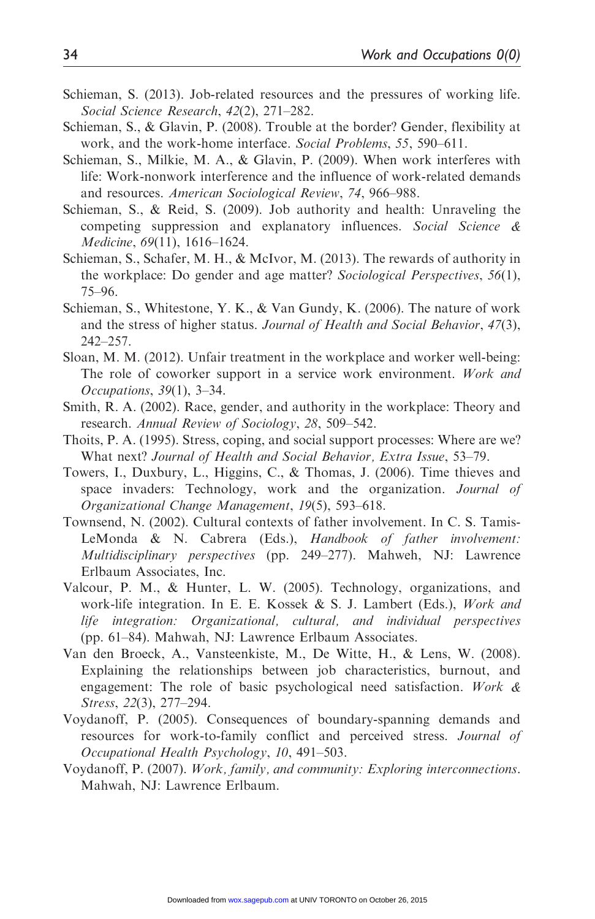Schieman, S. (2013). Job-related resources and the pressures of working life. *Social Science Research*, *42*(2), 271–282.

Schieman, S., & Glavin, P. (2008). Trouble at the border? Gender, flexibility at work, and the work-home interface. *Social Problems*, *55*, 590–611.

Schieman, S., Milkie, M. A., & Glavin, P. (2009). When work interferes with life: Work-nonwork interference and the influence of work-related demands and resources. *American Sociological Review*, *74*, 966–988.

Schieman, S., & Reid, S. (2009). Job authority and health: Unraveling the competing suppression and explanatory influences. *Social Science & Medicine*, *69*(11), 1616–1624.

Schieman, S., Schafer, M. H., & McIvor, M. (2013). The rewards of authority in the workplace: Do gender and age matter? *Sociological Perspectives*, *56*(1), 75–96.

Schieman, S., Whitestone, Y. K., & Van Gundy, K. (2006). The nature of work and the stress of higher status. *Journal of Health and Social Behavior*, *47*(3), 242–257.

Sloan, M. M. (2012). Unfair treatment in the workplace and worker well-being: The role of coworker support in a service work environment. *Work and Occupations*, *39*(1), 3–34.

Smith, R. A. (2002). Race, gender, and authority in the workplace: Theory and research. *Annual Review of Sociology*, *28*, 509–542.

Thoits, P. A. (1995). Stress, coping, and social support processes: Where are we? What next? *Journal of Health and Social Behavior, Extra Issue*, 53–79.

Towers, I., Duxbury, L., Higgins, C., & Thomas, J. (2006). Time thieves and space invaders: Technology, work and the organization. *Journal of Organizational Change Management*, *19*(5), 593–618.

Townsend, N. (2002). Cultural contexts of father involvement. In C. S. Tamis-LeMonda & N. Cabrera (Eds.), *Handbook of father involvement: Multidisciplinary perspectives* (pp. 249–277). Mahweh, NJ: Lawrence Erlbaum Associates, Inc.

Valcour, P. M., & Hunter, L. W. (2005). Technology, organizations, and work-life integration. In E. E. Kossek & S. J. Lambert (Eds.), *Work and life integration: Organizational, cultural, and individual perspectives* (pp. 61–84). Mahwah, NJ: Lawrence Erlbaum Associates.

Van den Broeck, A., Vansteenkiste, M., De Witte, H., & Lens, W. (2008). Explaining the relationships between job characteristics, burnout, and engagement: The role of basic psychological need satisfaction. *Work & Stress*, *22*(3), 277–294.

Voydanoff, P. (2005). Consequences of boundary-spanning demands and resources for work-to-family conflict and perceived stress. *Journal of Occupational Health Psychology*, *10*, 491–503.

Voydanoff, P. (2007). *Work, family, and community: Exploring interconnections*. Mahwah, NJ: Lawrence Erlbaum.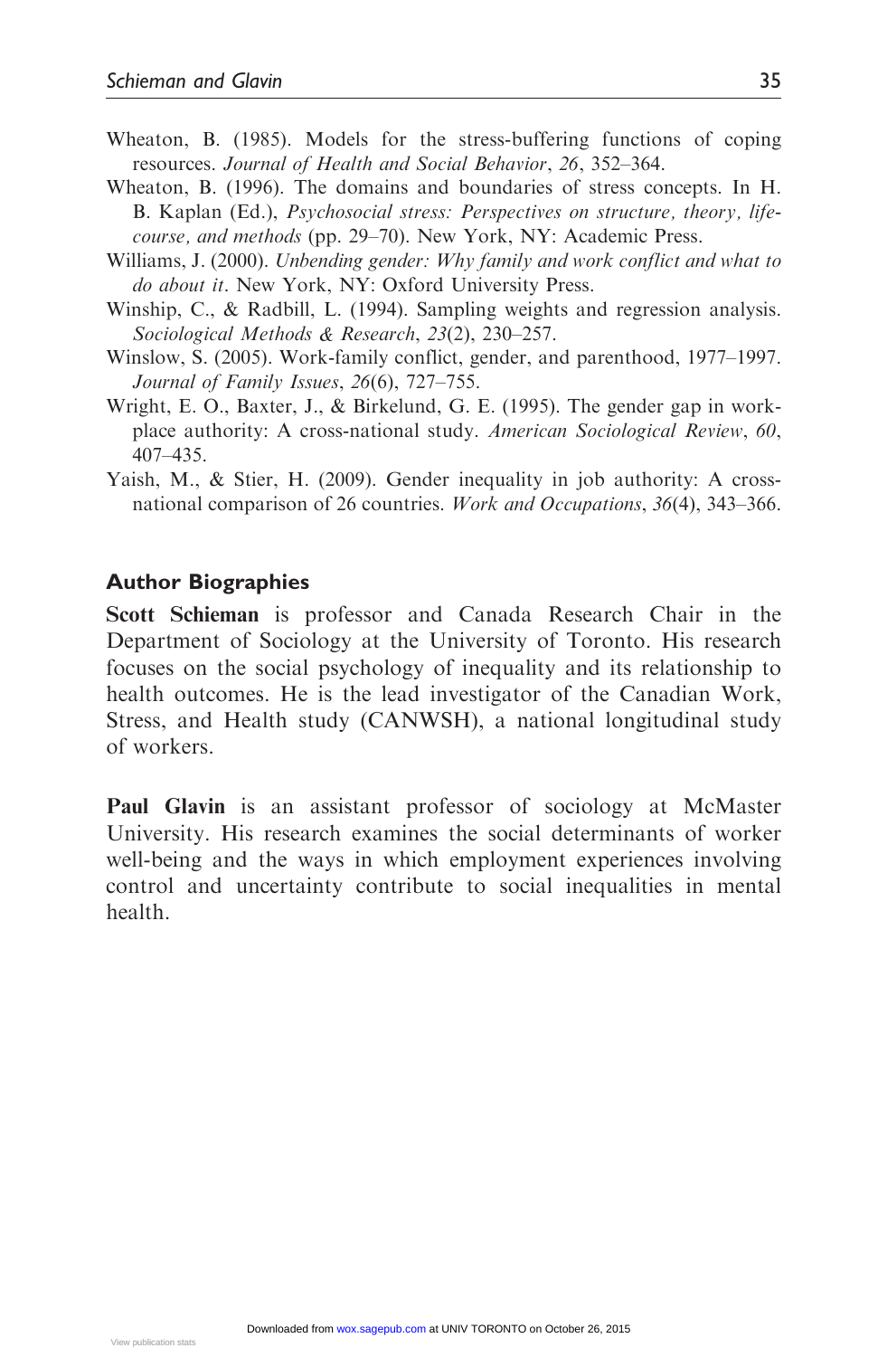Wheaton, B. (1985). Models for the stress-buffering functions of coping resources. *Journal of Health and Social Behavior*, *26*, 352–364.

Wheaton, B. (1996). The domains and boundaries of stress concepts. In H. B. Kaplan (Ed.), *Psychosocial stress: Perspectives on structure, theory, life-course, and methods* (pp. 29–70). New York, NY: Academic Press.

Williams, J. (2000). *Unbending gender: Why family and work conflict and what to do about it*. New York, NY: Oxford University Press.

Winship, C., & Radbill, L. (1994). Sampling weights and regression analysis. *Sociological Methods & Research*, *23*(2), 230–257.

Winslow, S. (2005). Work-family conflict, gender, and parenthood, 1977–1997. *Journal of Family Issues*, *26*(6), 727–755.

Wright, E. O., Baxter, J., & Birkelund, G. E. (1995). The gender gap in workplace authority: A cross-national study. *American Sociological Review*, *60*, 407–435.

Yaish, M., & Stier, H. (2009). Gender inequality in job authority: A cross-national comparison of 26 countries. *Work and Occupations*, *36*(4), 343–366.

## Author Biographies

**Scott Schieman** is professor and Canada Research Chair in the Department of Sociology at the University of Toronto. His research focuses on the social psychology of inequality and its relationship to health outcomes. He is the lead investigator of the Canadian Work, Stress, and Health study (CANWSH), a national longitudinal study of workers.

**Paul Glavin** is an assistant professor of sociology at McMaster University. His research examines the social determinants of worker well-being and the ways in which employment experiences involving control and uncertainty contribute to social inequalities in mental health.